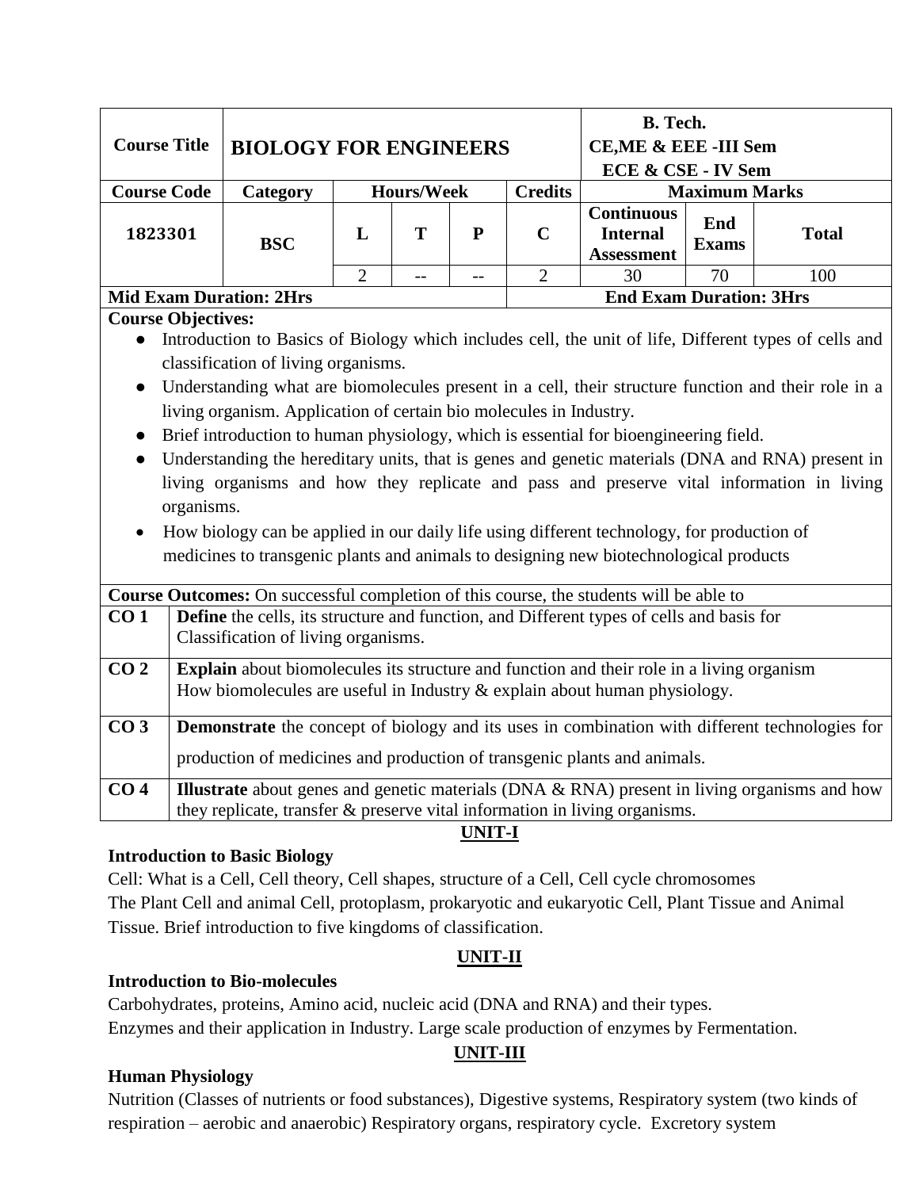| Course Title | BIOLOGY FOR ENGINEERS | | | | | B. Tech. CE,ME & EEE -III Sem ECE & CSE - IV Sem | | |
|---|---|---|---|---|---|---|---|---|
| **Course Code** | **Category** | **Hours/Week** | | | **Credits** | **Maximum Marks** | | |
| **1823301** | **BSC** | **L** | **T** | **P** | **C** | **Continuous Internal Assessment** | **End Exams** | **Total** |
| | | 2 | -- | -- | 2 | 30 | 70 | 100 |
| **Mid Exam Duration: 2Hrs** | | | | | **End Exam Duration: 3Hrs** | | | |

**Course Objectives:**

- Introduction to Basics of Biology which includes cell, the unit of life, Different types of cells and classification of living organisms.
- Understanding what are biomolecules present in a cell, their structure function and their role in a living organism. Application of certain bio molecules in Industry.
- Brief introduction to human physiology, which is essential for bioengineering field.
- Understanding the hereditary units, that is genes and genetic materials (DNA and RNA) present in living organisms and how they replicate and pass and preserve vital information in living organisms.
- How biology can be applied in our daily life using different technology, for production of medicines to transgenic plants and animals to designing new biotechnological products

**Course Outcomes:** On successful completion of this course, the students will be able to

| | |
|---|---|
| **CO 1** | **Define** the cells, its structure and function, and Different types of cells and basis for Classification of living organisms. |
| **CO 2** | **Explain** about biomolecules its structure and function and their role in a living organism How biomolecules are useful in Industry & explain about human physiology. |
| **CO 3** | **Demonstrate** the concept of biology and its uses in combination with different technologies for production of medicines and production of transgenic plants and animals. |
| **CO 4** | **Illustrate** about genes and genetic materials (DNA & RNA) present in living organisms and how they replicate, transfer & preserve vital information in living organisms. |

## UNIT-I

**Introduction to Basic Biology**

Cell: What is a Cell, Cell theory, Cell shapes, structure of a Cell, Cell cycle chromosomes
The Plant Cell and animal Cell, protoplasm, prokaryotic and eukaryotic Cell, Plant Tissue and Animal Tissue. Brief introduction to five kingdoms of classification.

## UNIT-II

**Introduction to Bio-molecules**

Carbohydrates, proteins, Amino acid, nucleic acid (DNA and RNA) and their types.
Enzymes and their application in Industry. Large scale production of enzymes by Fermentation.

## UNIT-III

**Human Physiology**

Nutrition (Classes of nutrients or food substances), Digestive systems, Respiratory system (two kinds of respiration – aerobic and anaerobic) Respiratory organs, respiratory cycle. Excretory system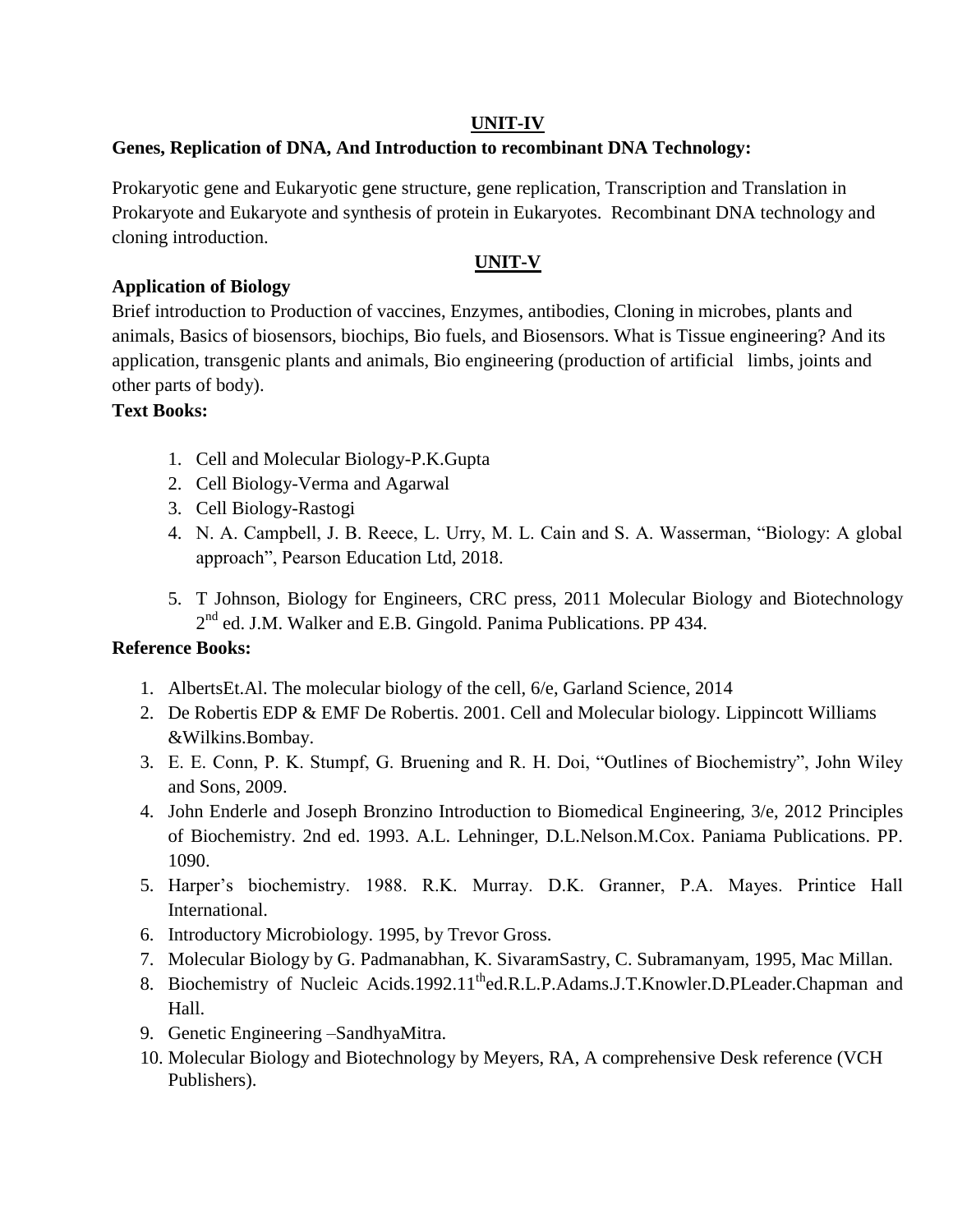## UNIT-IV

**Genes, Replication of DNA, And Introduction to recombinant DNA Technology:**

Prokaryotic gene and Eukaryotic gene structure, gene replication, Transcription and Translation in Prokaryote and Eukaryote and synthesis of protein in Eukaryotes. Recombinant DNA technology and cloning introduction.

## UNIT-V

**Application of Biology**

Brief introduction to Production of vaccines, Enzymes, antibodies, Cloning in microbes, plants and animals, Basics of biosensors, biochips, Bio fuels, and Biosensors. What is Tissue engineering? And its application, transgenic plants and animals, Bio engineering (production of artificial limbs, joints and other parts of body).

**Text Books:**

1. Cell and Molecular Biology-P.K.Gupta
2. Cell Biology-Verma and Agarwal
3. Cell Biology-Rastogi
4. N. A. Campbell, J. B. Reece, L. Urry, M. L. Cain and S. A. Wasserman, "Biology: A global approach", Pearson Education Ltd, 2018.
5. T Johnson, Biology for Engineers, CRC press, 2011 Molecular Biology and Biotechnology 2nd ed. J.M. Walker and E.B. Gingold. Panima Publications. PP 434.

**Reference Books:**

1. AlbertsEt.Al. The molecular biology of the cell, 6/e, Garland Science, 2014
2. De Robertis EDP & EMF De Robertis. 2001. Cell and Molecular biology. Lippincott Williams &Wilkins.Bombay.
3. E. E. Conn, P. K. Stumpf, G. Bruening and R. H. Doi, "Outlines of Biochemistry", John Wiley and Sons, 2009.
4. John Enderle and Joseph Bronzino Introduction to Biomedical Engineering, 3/e, 2012 Principles of Biochemistry. 2nd ed. 1993. A.L. Lehninger, D.L.Nelson.M.Cox. Paniama Publications. PP. 1090.
5. Harper's biochemistry. 1988. R.K. Murray. D.K. Granner, P.A. Mayes. Printice Hall International.
6. Introductory Microbiology. 1995, by Trevor Gross.
7. Molecular Biology by G. Padmanabhan, K. SivaramSastry, C. Subramanyam, 1995, Mac Millan.
8. Biochemistry of Nucleic Acids.1992.11th ed.R.L.P.Adams.J.T.Knowler.D.PLeader.Chapman and Hall.
9. Genetic Engineering –SandhyaMitra.
10. Molecular Biology and Biotechnology by Meyers, RA, A comprehensive Desk reference (VCH Publishers).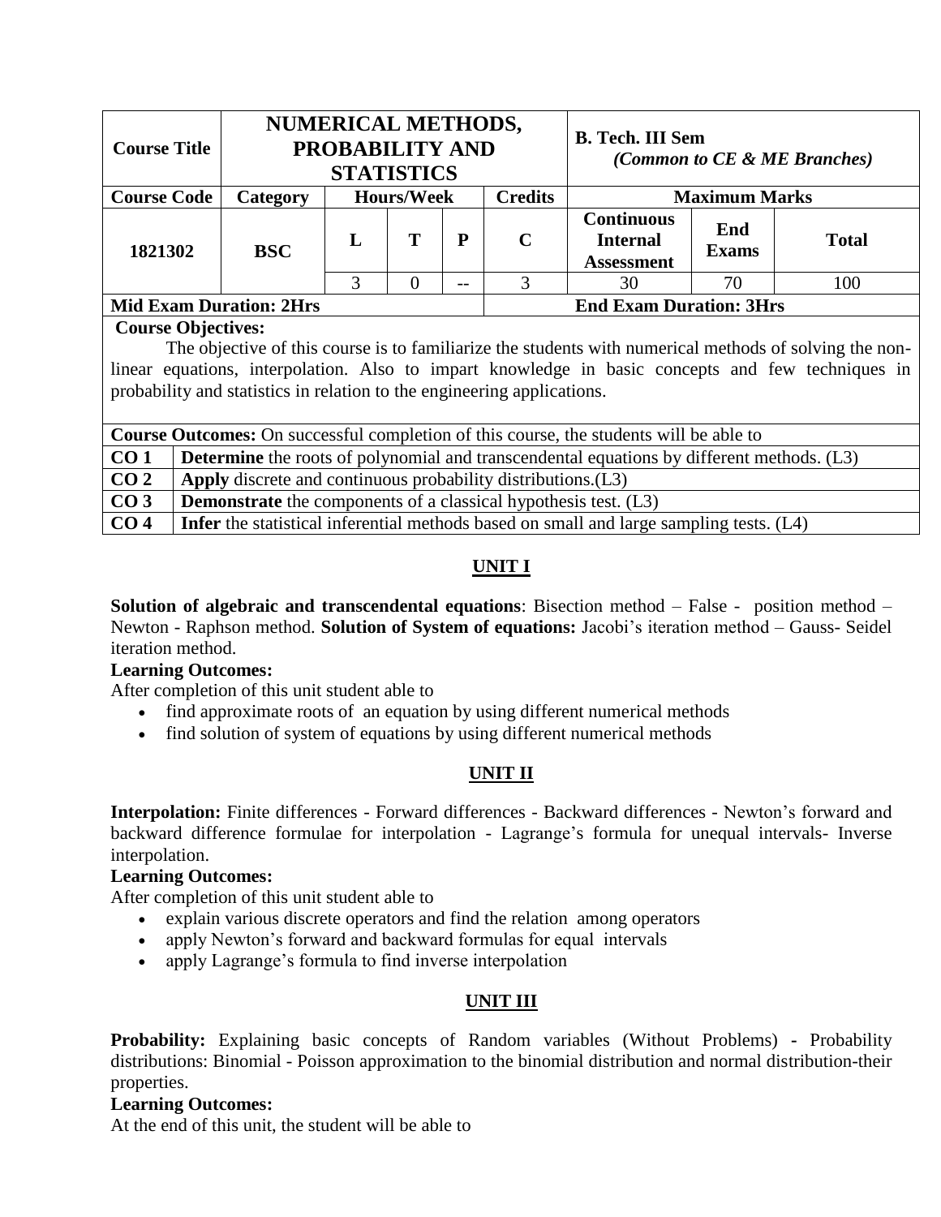| Course Title | NUMERICAL METHODS, PROBABILITY AND STATISTICS | | | | | B. Tech. III Sem *(Common to CE & ME Branches)* | | |
|---|---|---|---|---|---|---|---|---|
| **Course Code** | **Category** | **Hours/Week** | | | **Credits** | **Maximum Marks** | | |
| **1821302** | **BSC** | **L** | **T** | **P** | **C** | **Continuous Internal Assessment** | **End Exams** | **Total** |
| | | 3 | 0 | -- | 3 | 30 | 70 | 100 |
| **Mid Exam Duration: 2Hrs** | | | | | **End Exam Duration: 3Hrs** | | | |

**Course Objectives:**

The objective of this course is to familiarize the students with numerical methods of solving the non-linear equations, interpolation. Also to impart knowledge in basic concepts and few techniques in probability and statistics in relation to the engineering applications.

**Course Outcomes:** On successful completion of this course, the students will be able to

| | |
|---|---|
| **CO 1** | **Determine** the roots of polynomial and transcendental equations by different methods. (L3) |
| **CO 2** | **Apply** discrete and continuous probability distributions.(L3) |
| **CO 3** | **Demonstrate** the components of a classical hypothesis test. (L3) |
| **CO 4** | **Infer** the statistical inferential methods based on small and large sampling tests. (L4) |

## UNIT I

**Solution of algebraic and transcendental equations**: Bisection method – False - position method – Newton - Raphson method. **Solution of System of equations:** Jacobi's iteration method – Gauss- Seidel iteration method.

**Learning Outcomes:**

After completion of this unit student able to

- find approximate roots of an equation by using different numerical methods
- find solution of system of equations by using different numerical methods

## UNIT II

**Interpolation:** Finite differences - Forward differences - Backward differences - Newton's forward and backward difference formulae for interpolation - Lagrange's formula for unequal intervals- Inverse interpolation.

**Learning Outcomes:**

After completion of this unit student able to

- explain various discrete operators and find the relation among operators
- apply Newton's forward and backward formulas for equal intervals
- apply Lagrange's formula to find inverse interpolation

## UNIT III

**Probability:** Explaining basic concepts of Random variables (Without Problems) **-** Probability distributions: Binomial - Poisson approximation to the binomial distribution and normal distribution-their properties.

**Learning Outcomes:**

At the end of this unit, the student will be able to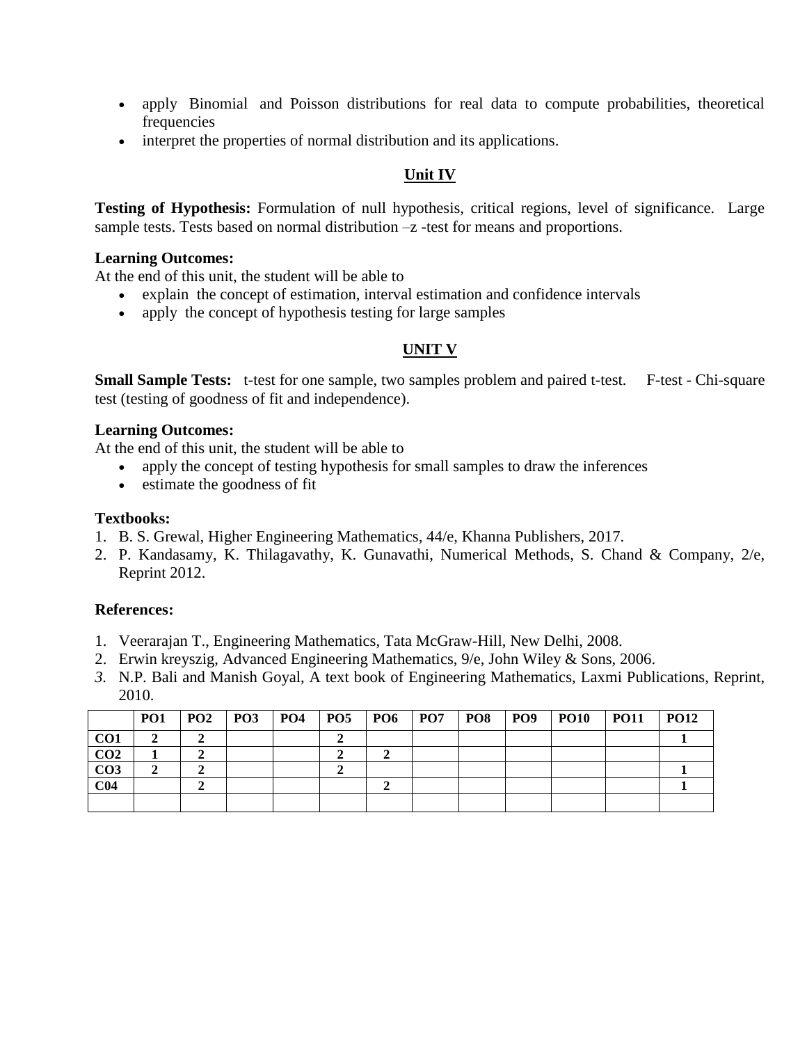- apply Binomial and Poisson distributions for real data to compute probabilities, theoretical frequencies
- interpret the properties of normal distribution and its applications.

## Unit IV

**Testing of Hypothesis:** Formulation of null hypothesis, critical regions, level of significance. Large sample tests. Tests based on normal distribution –z -test for means and proportions.

**Learning Outcomes:**
At the end of this unit, the student will be able to

- explain the concept of estimation, interval estimation and confidence intervals
- apply the concept of hypothesis testing for large samples

## UNIT V

**Small Sample Tests:** t-test for one sample, two samples problem and paired t-test. F-test - Chi-square test (testing of goodness of fit and independence).

**Learning Outcomes:**
At the end of this unit, the student will be able to

- apply the concept of testing hypothesis for small samples to draw the inferences
- estimate the goodness of fit

**Textbooks:**

1. B. S. Grewal, Higher Engineering Mathematics, 44/e, Khanna Publishers, 2017.
2. P. Kandasamy, K. Thilagavathy, K. Gunavathi, Numerical Methods, S. Chand & Company, 2/e, Reprint 2012.

**References:**

1. Veerarajan T., Engineering Mathematics, Tata McGraw-Hill, New Delhi, 2008.
2. Erwin kreyszig, Advanced Engineering Mathematics, 9/e, John Wiley & Sons, 2006.
3. N.P. Bali and Manish Goyal, A text book of Engineering Mathematics, Laxmi Publications, Reprint, 2010.

| | PO1 | PO2 | PO3 | PO4 | PO5 | PO6 | PO7 | PO8 | PO9 | PO10 | PO11 | PO12 |
|---|---|---|---|---|---|---|---|---|---|---|---|---|
| **CO1** | 2 | 2 | | | 2 | | | | | | | 1 |
| **CO2** | 1 | 2 | | | 2 | 2 | | | | | | |
| **CO3** | 2 | 2 | | | 2 | | | | | | | 1 |
| **C04** | | 2 | | | | 2 | | | | | | 1 |
| | | | | | | | | | | | | |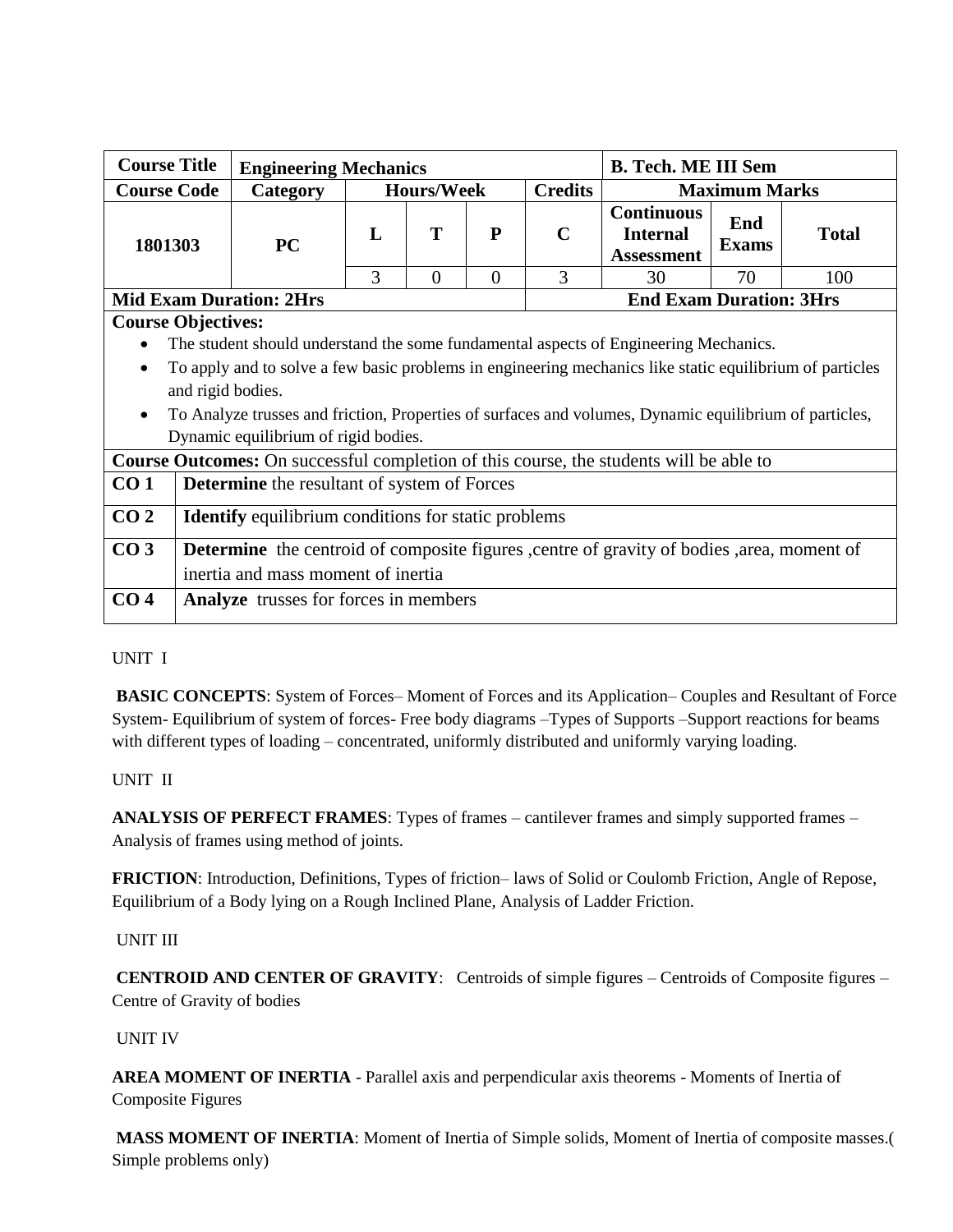| Course Title | Engineering Mechanics | | | | | B. Tech. ME III Sem | | |
|---|---|---|---|---|---|---|---|---|
| **Course Code** | **Category** | **Hours/Week** | | | **Credits** | **Maximum Marks** | | |
| **1801303** | **PC** | **L** | **T** | **P** | **C** | **Continuous Internal Assessment** | **End Exams** | **Total** |
| | | 3 | 0 | 0 | 3 | 30 | 70 | 100 |
| **Mid Exam Duration: 2Hrs** | | | | | **End Exam Duration: 3Hrs** | | | |

**Course Objectives:**

- The student should understand the some fundamental aspects of Engineering Mechanics.
- To apply and to solve a few basic problems in engineering mechanics like static equilibrium of particles and rigid bodies.
- To Analyze trusses and friction, Properties of surfaces and volumes, Dynamic equilibrium of particles, Dynamic equilibrium of rigid bodies.

**Course Outcomes:** On successful completion of this course, the students will be able to

| | |
|---|---|
| **CO 1** | **Determine** the resultant of system of Forces |
| **CO 2** | **Identify** equilibrium conditions for static problems |
| **CO 3** | **Determine** the centroid of composite figures ,centre of gravity of bodies ,area, moment of inertia and mass moment of inertia |
| **CO 4** | **Analyze** trusses for forces in members |

UNIT I

**BASIC CONCEPTS**: System of Forces– Moment of Forces and its Application– Couples and Resultant of Force System- Equilibrium of system of forces- Free body diagrams –Types of Supports –Support reactions for beams with different types of loading – concentrated, uniformly distributed and uniformly varying loading.

UNIT II

**ANALYSIS OF PERFECT FRAMES**: Types of frames – cantilever frames and simply supported frames – Analysis of frames using method of joints.

**FRICTION**: Introduction, Definitions, Types of friction– laws of Solid or Coulomb Friction, Angle of Repose, Equilibrium of a Body lying on a Rough Inclined Plane, Analysis of Ladder Friction.

UNIT III

**CENTROID AND CENTER OF GRAVITY**: Centroids of simple figures – Centroids of Composite figures – Centre of Gravity of bodies

UNIT IV

**AREA MOMENT OF INERTIA** - Parallel axis and perpendicular axis theorems - Moments of Inertia of Composite Figures

**MASS MOMENT OF INERTIA**: Moment of Inertia of Simple solids, Moment of Inertia of composite masses.( Simple problems only)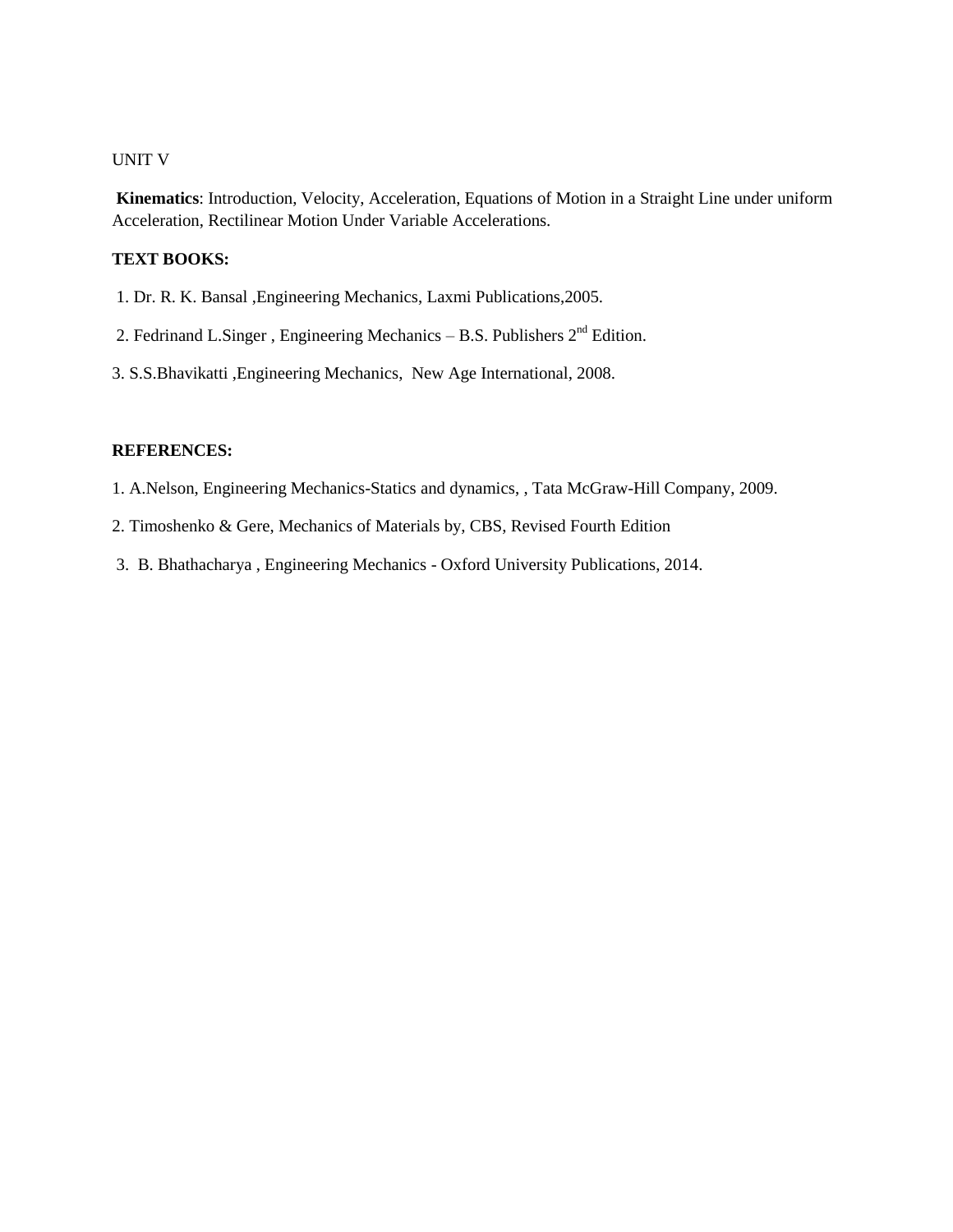UNIT V

**Kinematics**: Introduction, Velocity, Acceleration, Equations of Motion in a Straight Line under uniform Acceleration, Rectilinear Motion Under Variable Accelerations.

**TEXT BOOKS:**

1. Dr. R. K. Bansal ,Engineering Mechanics, Laxmi Publications,2005.
2. Fedrinand L.Singer , Engineering Mechanics – B.S. Publishers 2nd Edition.
3. S.S.Bhavikatti ,Engineering Mechanics, New Age International, 2008.

**REFERENCES:**

1. A.Nelson, Engineering Mechanics-Statics and dynamics, , Tata McGraw-Hill Company, 2009.
2. Timoshenko & Gere, Mechanics of Materials by, CBS, Revised Fourth Edition
3. B. Bhathacharya , Engineering Mechanics - Oxford University Publications, 2014.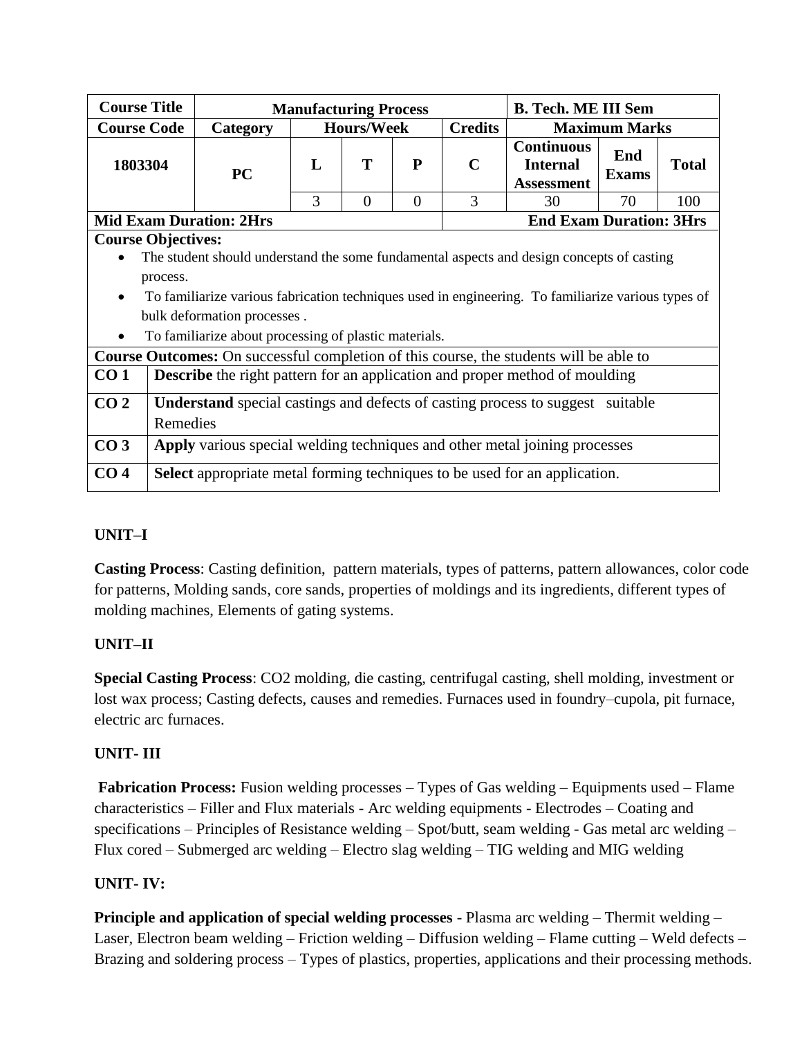| Course Title | Manufacturing Process | | | | | B. Tech. ME III Sem | | |
|---|---|---|---|---|---|---|---|---|
| Course Code | Category | Hours/Week | | | Credits | Maximum Marks | | |
| 1803304 | PC | L | T | P | C | Continuous Internal Assessment | End Exams | Total |
| | | 3 | 0 | 0 | 3 | 30 | 70 | 100 |
| Mid Exam Duration: 2Hrs | | | | | End Exam Duration: 3Hrs | | | |

**Course Objectives:**

- The student should understand the some fundamental aspects and design concepts of casting process.
- To familiarize various fabrication techniques used in engineering. To familiarize various types of bulk deformation processes .
- To familiarize about processing of plastic materials.

**Course Outcomes:** On successful completion of this course, the students will be able to

| | |
|---|---|
| **CO 1** | **Describe** the right pattern for an application and proper method of moulding |
| **CO 2** | **Understand** special castings and defects of casting process to suggest suitable Remedies |
| **CO 3** | **Apply** various special welding techniques and other metal joining processes |
| **CO 4** | **Select** appropriate metal forming techniques to be used for an application. |

**UNIT–I**

**Casting Process**: Casting definition, pattern materials, types of patterns, pattern allowances, color code for patterns, Molding sands, core sands, properties of moldings and its ingredients, different types of molding machines, Elements of gating systems.

**UNIT–II**

**Special Casting Process**: CO2 molding, die casting, centrifugal casting, shell molding, investment or lost wax process; Casting defects, causes and remedies. Furnaces used in foundry–cupola, pit furnace, electric arc furnaces.

**UNIT- III**

**Fabrication Process:** Fusion welding processes – Types of Gas welding – Equipments used – Flame characteristics – Filler and Flux materials - Arc welding equipments - Electrodes – Coating and specifications – Principles of Resistance welding – Spot/butt, seam welding - Gas metal arc welding – Flux cored – Submerged arc welding – Electro slag welding – TIG welding and MIG welding

**UNIT- IV:**

**Principle and application of special welding processes** - Plasma arc welding – Thermit welding – Laser, Electron beam welding – Friction welding – Diffusion welding – Flame cutting – Weld defects – Brazing and soldering process – Types of plastics, properties, applications and their processing methods.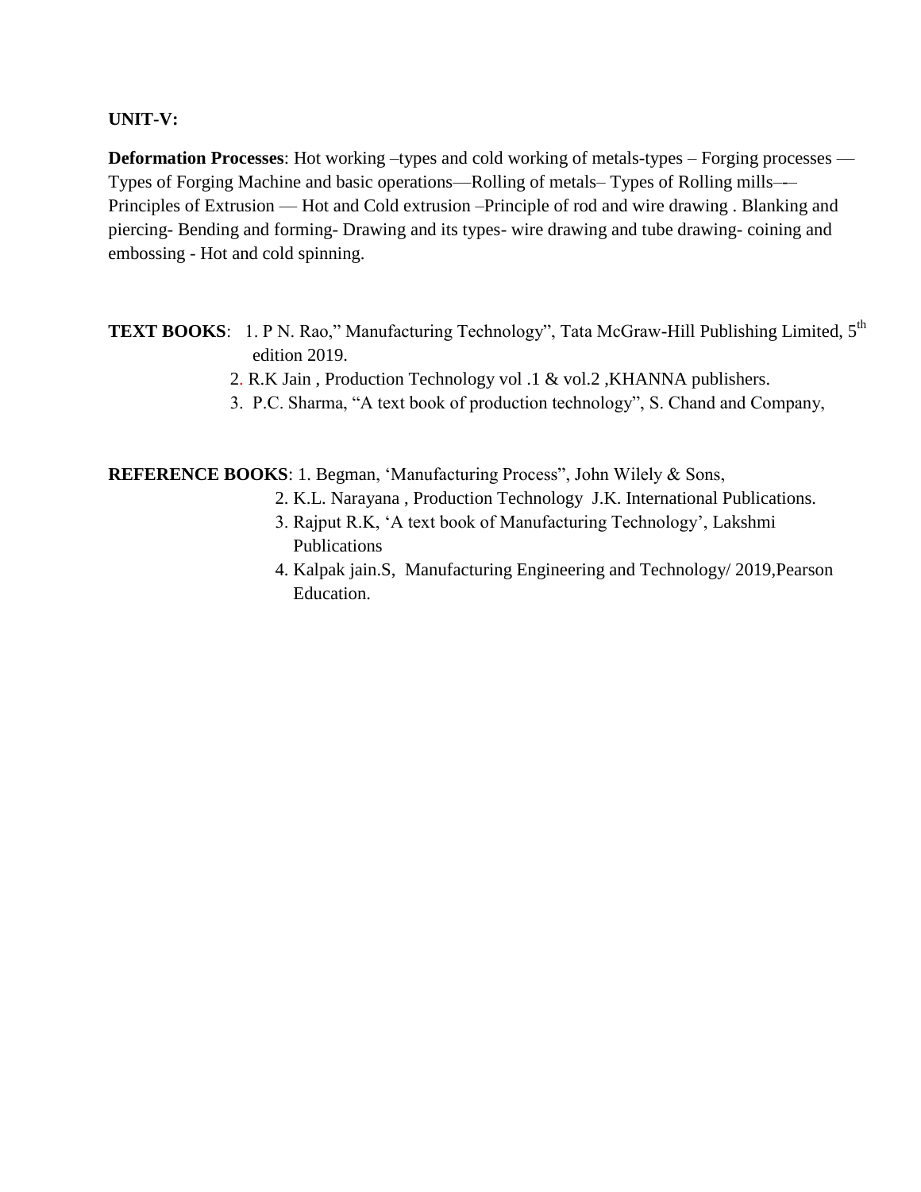**UNIT-V:**

**Deformation Processes**: Hot working –types and cold working of metals-types – Forging processes — Types of Forging Machine and basic operations—Rolling of metals– Types of Rolling mills–-– Principles of Extrusion — Hot and Cold extrusion –Principle of rod and wire drawing . Blanking and piercing- Bending and forming- Drawing and its types- wire drawing and tube drawing- coining and embossing - Hot and cold spinning.

**TEXT BOOKS**:
1. P N. Rao,” Manufacturing Technology”, Tata McGraw-Hill Publishing Limited, 5th edition 2019.
2. R.K Jain , Production Technology vol .1 & vol.2 ,KHANNA publishers.
3. P.C. Sharma, “A text book of production technology”, S. Chand and Company,

**REFERENCE BOOKS**:
1. Begman, ‘Manufacturing Process”, John Wilely & Sons,
2. K.L. Narayana , Production Technology J.K. International Publications.
3. Rajput R.K, ‘A text book of Manufacturing Technology’, Lakshmi Publications
4. Kalpak jain.S, Manufacturing Engineering and Technology/ 2019,Pearson Education.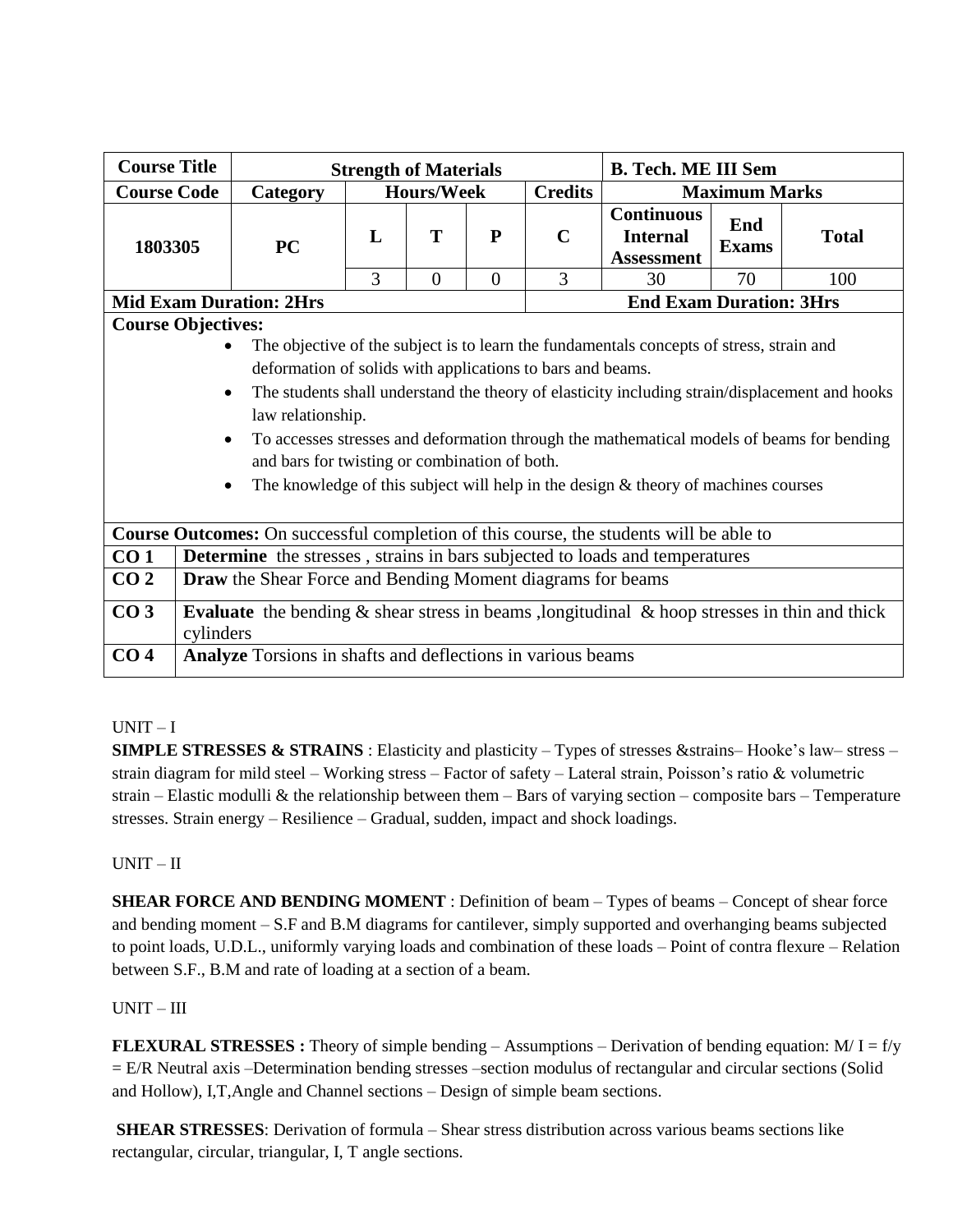| Course Title | Strength of Materials | | | | | B. Tech. ME III Sem | | |
|---|---|---|---|---|---|---|---|---|
| **Course Code** | **Category** | **Hours/Week** | | | **Credits** | **Maximum Marks** | | |
| **1803305** | **PC** | **L** | **T** | **P** | **C** | **Continuous Internal Assessment** | **End Exams** | **Total** |
| | | 3 | 0 | 0 | 3 | 30 | 70 | 100 |
| **Mid Exam Duration: 2Hrs** | | | | | **End Exam Duration: 3Hrs** | | | |

**Course Objectives:**

- The objective of the subject is to learn the fundamentals concepts of stress, strain and deformation of solids with applications to bars and beams.
- The students shall understand the theory of elasticity including strain/displacement and hooks law relationship.
- To accesses stresses and deformation through the mathematical models of beams for bending and bars for twisting or combination of both.
- The knowledge of this subject will help in the design & theory of machines courses

**Course Outcomes:** On successful completion of this course, the students will be able to

| | |
|---|---|
| **CO 1** | **Determine** the stresses , strains in bars subjected to loads and temperatures |
| **CO 2** | **Draw** the Shear Force and Bending Moment diagrams for beams |
| **CO 3** | **Evaluate** the bending & shear stress in beams ,longitudinal & hoop stresses in thin and thick cylinders |
| **CO 4** | **Analyze** Torsions in shafts and deflections in various beams |

UNIT – I

**SIMPLE STRESSES & STRAINS** : Elasticity and plasticity – Types of stresses &strains– Hooke's law– stress – strain diagram for mild steel – Working stress – Factor of safety – Lateral strain, Poisson's ratio & volumetric strain – Elastic modulli & the relationship between them – Bars of varying section – composite bars – Temperature stresses. Strain energy – Resilience – Gradual, sudden, impact and shock loadings.

UNIT – II

**SHEAR FORCE AND BENDING MOMENT** : Definition of beam – Types of beams – Concept of shear force and bending moment – S.F and B.M diagrams for cantilever, simply supported and overhanging beams subjected to point loads, U.D.L., uniformly varying loads and combination of these loads – Point of contra flexure – Relation between S.F., B.M and rate of loading at a section of a beam.

UNIT – III

**FLEXURAL STRESSES :** Theory of simple bending – Assumptions – Derivation of bending equation: $M/I = f/y = E/R$ Neutral axis –Determination bending stresses –section modulus of rectangular and circular sections (Solid and Hollow), I,T,Angle and Channel sections – Design of simple beam sections.

**SHEAR STRESSES**: Derivation of formula – Shear stress distribution across various beams sections like rectangular, circular, triangular, I, T angle sections.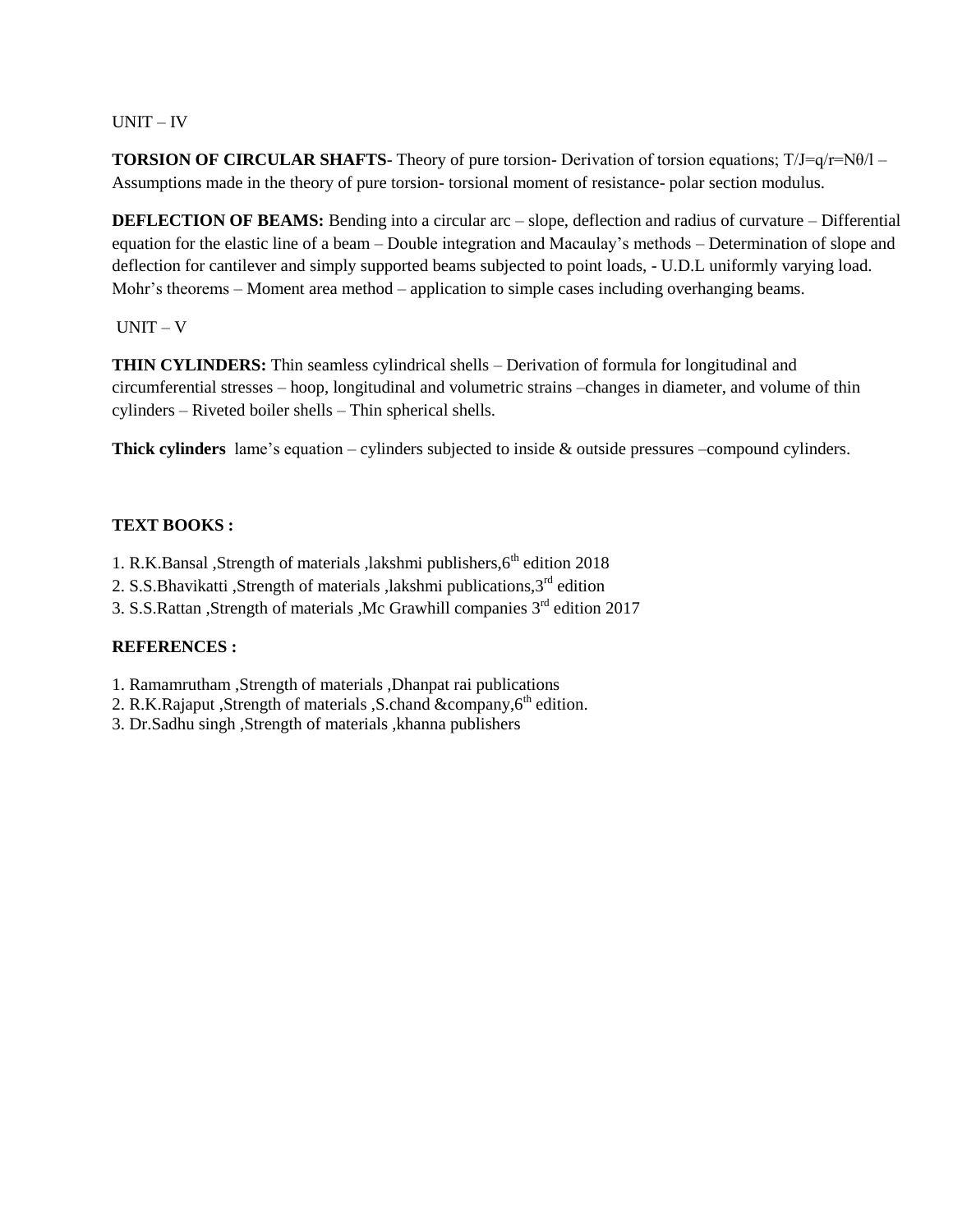UNIT – IV

**TORSION OF CIRCULAR SHAFTS**- Theory of pure torsion- Derivation of torsion equations; $T/J=q/r=N\theta/l$ – Assumptions made in the theory of pure torsion- torsional moment of resistance- polar section modulus.

**DEFLECTION OF BEAMS:** Bending into a circular arc – slope, deflection and radius of curvature – Differential equation for the elastic line of a beam – Double integration and Macaulay's methods – Determination of slope and deflection for cantilever and simply supported beams subjected to point loads, - U.D.L uniformly varying load. Mohr's theorems – Moment area method – application to simple cases including overhanging beams.

UNIT – V

**THIN CYLINDERS:** Thin seamless cylindrical shells – Derivation of formula for longitudinal and circumferential stresses – hoop, longitudinal and volumetric strains –changes in diameter, and volume of thin cylinders – Riveted boiler shells – Thin spherical shells.

**Thick cylinders** lame's equation – cylinders subjected to inside & outside pressures –compound cylinders.

**TEXT BOOKS :**

1. R.K.Bansal ,Strength of materials ,lakshmi publishers,6th edition 2018
2. S.S.Bhavikatti ,Strength of materials ,lakshmi publications,3rd edition
3. S.S.Rattan ,Strength of materials ,Mc Grawhill companies 3rd edition 2017

**REFERENCES :**

1. Ramamrutham ,Strength of materials ,Dhanpat rai publications
2. R.K.Rajaput ,Strength of materials ,S.chand &company,6th edition.
3. Dr.Sadhu singh ,Strength of materials ,khanna publishers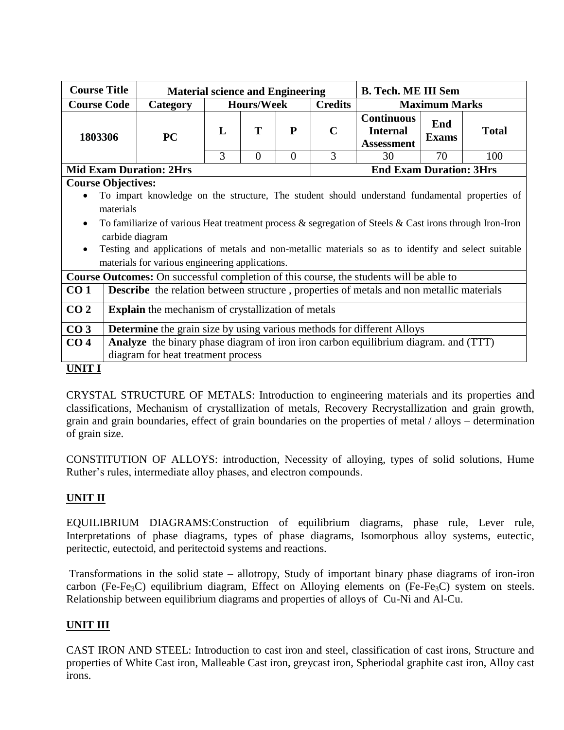| Course Title | Material science and Engineering | | | | | B. Tech. ME III Sem | | |
|---|---|---|---|---|---|---|---|---|
| Course Code | Category | Hours/Week | | | Credits | Maximum Marks | | |
| 1803306 | PC | L | T | P | C | Continuous Internal Assessment | End Exams | Total |
| | | 3 | 0 | 0 | 3 | 30 | 70 | 100 |
| Mid Exam Duration: 2Hrs | | | | | End Exam Duration: 3Hrs | | | |

**Course Objectives:**

- To impart knowledge on the structure, The student should understand fundamental properties of materials
- To familiarize of various Heat treatment process & segregation of Steels & Cast irons through Iron-Iron carbide diagram
- Testing and applications of metals and non-metallic materials so as to identify and select suitable materials for various engineering applications.

**Course Outcomes:** On successful completion of this course, the students will be able to

| | |
|---|---|
| CO 1 | **Describe** the relation between structure , properties of metals and non metallic materials |
| CO 2 | **Explain** the mechanism of crystallization of metals |
| CO 3 | **Determine** the grain size by using various methods for different Alloys |
| CO 4 | **Analyze** the binary phase diagram of iron iron carbon equilibrium diagram. and (TTT) diagram for heat treatment process |

## UNIT I

CRYSTAL STRUCTURE OF METALS: Introduction to engineering materials and its properties and classifications, Mechanism of crystallization of metals, Recovery Recrystallization and grain growth, grain and grain boundaries, effect of grain boundaries on the properties of metal / alloys – determination of grain size.

CONSTITUTION OF ALLOYS: introduction, Necessity of alloying, types of solid solutions, Hume Ruther's rules, intermediate alloy phases, and electron compounds.

## UNIT II

EQUILIBRIUM DIAGRAMS:Construction of equilibrium diagrams, phase rule, Lever rule, Interpretations of phase diagrams, types of phase diagrams, Isomorphous alloy systems, eutectic, peritectic, eutectoid, and peritectoid systems and reactions.

Transformations in the solid state – allotropy, Study of important binary phase diagrams of iron-iron carbon ($Fe$-$Fe_3C$) equilibrium diagram, Effect on Alloying elements on ($Fe$-$Fe_3C$) system on steels. Relationship between equilibrium diagrams and properties of alloys of Cu-Ni and Al-Cu.

## UNIT III

CAST IRON AND STEEL: Introduction to cast iron and steel, classification of cast irons, Structure and properties of White Cast iron, Malleable Cast iron, greycast iron, Spheriodal graphite cast iron, Alloy cast irons.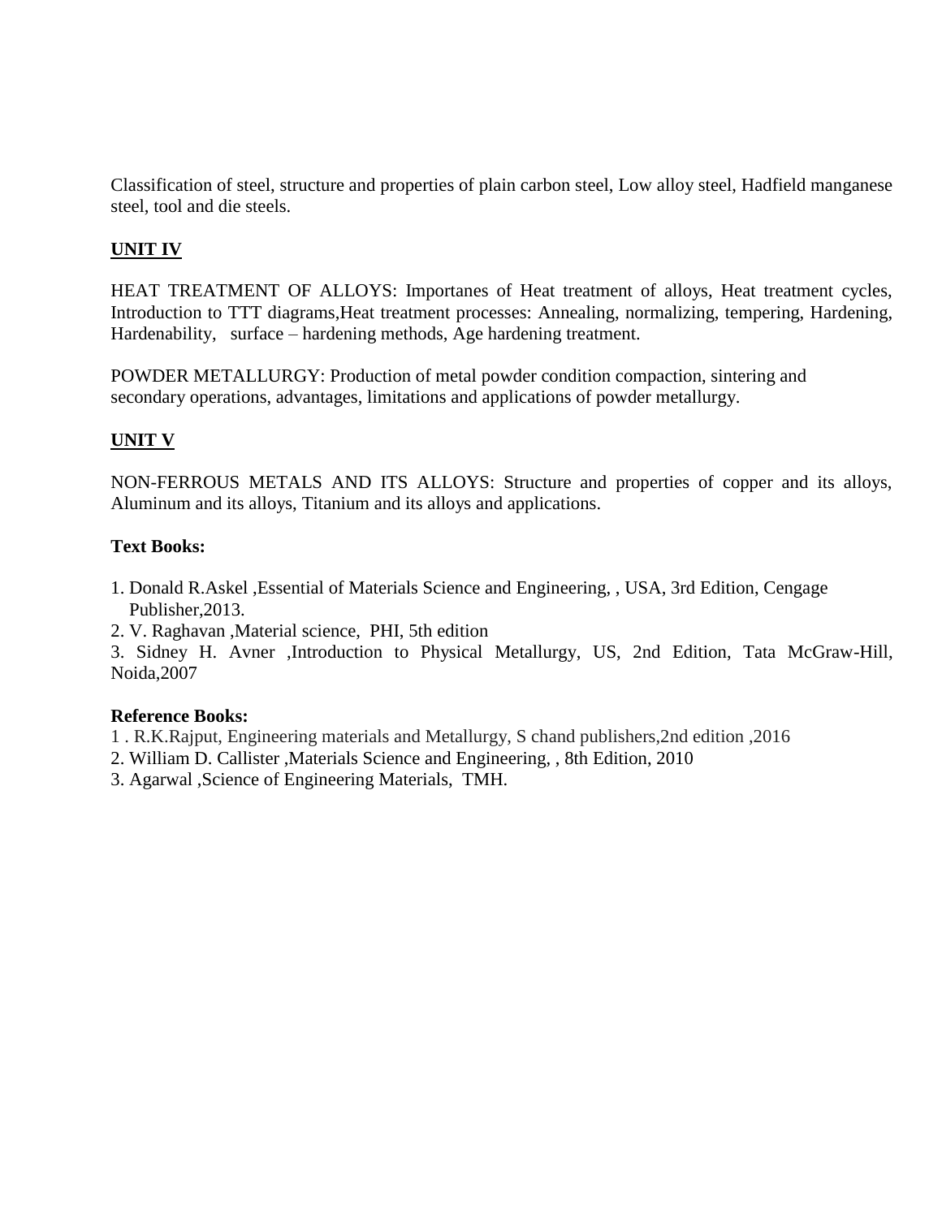Classification of steel, structure and properties of plain carbon steel, Low alloy steel, Hadfield manganese steel, tool and die steels.

## UNIT IV

HEAT TREATMENT OF ALLOYS: Importanes of Heat treatment of alloys, Heat treatment cycles, Introduction to TTT diagrams,Heat treatment processes: Annealing, normalizing, tempering, Hardening, Hardenability, surface – hardening methods, Age hardening treatment.

POWDER METALLURGY: Production of metal powder condition compaction, sintering and secondary operations, advantages, limitations and applications of powder metallurgy.

## UNIT V

NON-FERROUS METALS AND ITS ALLOYS: Structure and properties of copper and its alloys, Aluminum and its alloys, Titanium and its alloys and applications.

**Text Books:**

1. Donald R.Askel ,Essential of Materials Science and Engineering, , USA, 3rd Edition, Cengage Publisher,2013.
2. V. Raghavan ,Material science, PHI, 5th edition
3. Sidney H. Avner ,Introduction to Physical Metallurgy, US, 2nd Edition, Tata McGraw-Hill, Noida,2007

**Reference Books:**

1. R.K.Rajput, Engineering materials and Metallurgy, S chand publishers,2nd edition ,2016
2. William D. Callister ,Materials Science and Engineering, , 8th Edition, 2010
3. Agarwal ,Science of Engineering Materials, TMH.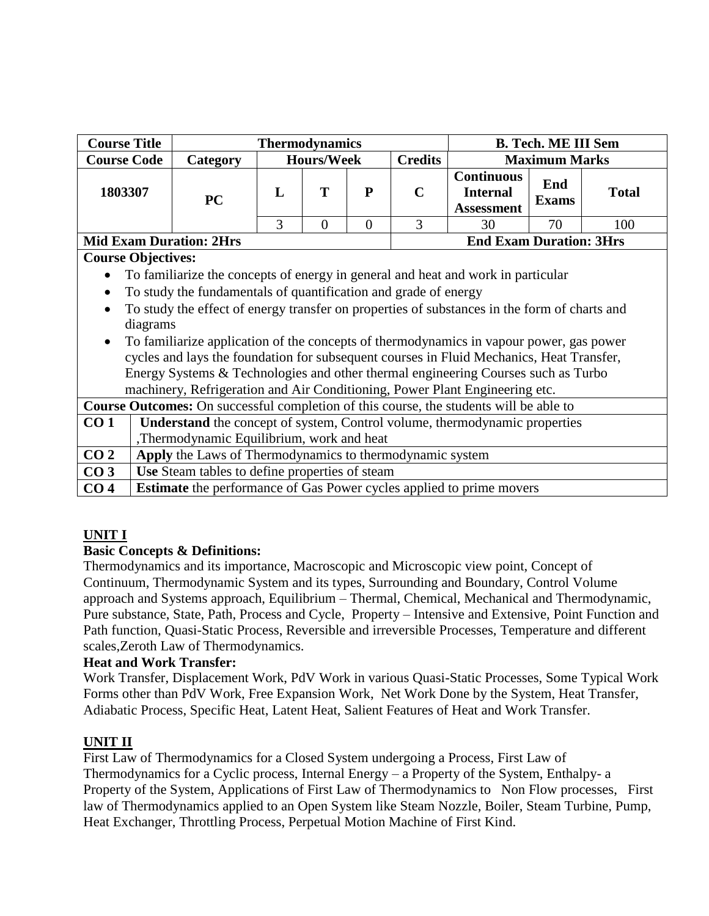| Course Title | Thermodynamics | | | | | B. Tech. ME III Sem | | |
|---|---|---|---|---|---|---|---|---|
| **Course Code** | **Category** | **Hours/Week** | | | **Credits** | **Maximum Marks** | | |
| **1803307** | **PC** | **L** | **T** | **P** | **C** | **Continuous Internal Assessment** | **End Exams** | **Total** |
| | | 3 | 0 | 0 | 3 | 30 | 70 | 100 |
| **Mid Exam Duration: 2Hrs** | | | | | **End Exam Duration: 3Hrs** | | | |

**Course Objectives:**

- To familiarize the concepts of energy in general and heat and work in particular
- To study the fundamentals of quantification and grade of energy
- To study the effect of energy transfer on properties of substances in the form of charts and diagrams
- To familiarize application of the concepts of thermodynamics in vapour power, gas power cycles and lays the foundation for subsequent courses in Fluid Mechanics, Heat Transfer, Energy Systems & Technologies and other thermal engineering Courses such as Turbo machinery, Refrigeration and Air Conditioning, Power Plant Engineering etc.

**Course Outcomes:** On successful completion of this course, the students will be able to

| | |
|---|---|
| **CO 1** | **Understand** the concept of system, Control volume, thermodynamic properties ,Thermodynamic Equilibrium, work and heat |
| **CO 2** | **Apply** the Laws of Thermodynamics to thermodynamic system |
| **CO 3** | **Use** Steam tables to define properties of steam |
| **CO 4** | **Estimate** the performance of Gas Power cycles applied to prime movers |

## UNIT I

**Basic Concepts & Definitions:**

Thermodynamics and its importance, Macroscopic and Microscopic view point, Concept of Continuum, Thermodynamic System and its types, Surrounding and Boundary, Control Volume approach and Systems approach, Equilibrium – Thermal, Chemical, Mechanical and Thermodynamic, Pure substance, State, Path, Process and Cycle, Property – Intensive and Extensive, Point Function and Path function, Quasi-Static Process, Reversible and irreversible Processes, Temperature and different scales,Zeroth Law of Thermodynamics.

**Heat and Work Transfer:**

Work Transfer, Displacement Work, PdV Work in various Quasi-Static Processes, Some Typical Work Forms other than PdV Work, Free Expansion Work, Net Work Done by the System, Heat Transfer, Adiabatic Process, Specific Heat, Latent Heat, Salient Features of Heat and Work Transfer.

## UNIT II

First Law of Thermodynamics for a Closed System undergoing a Process, First Law of Thermodynamics for a Cyclic process, Internal Energy – a Property of the System, Enthalpy- a Property of the System, Applications of First Law of Thermodynamics to Non Flow processes, First law of Thermodynamics applied to an Open System like Steam Nozzle, Boiler, Steam Turbine, Pump, Heat Exchanger, Throttling Process, Perpetual Motion Machine of First Kind.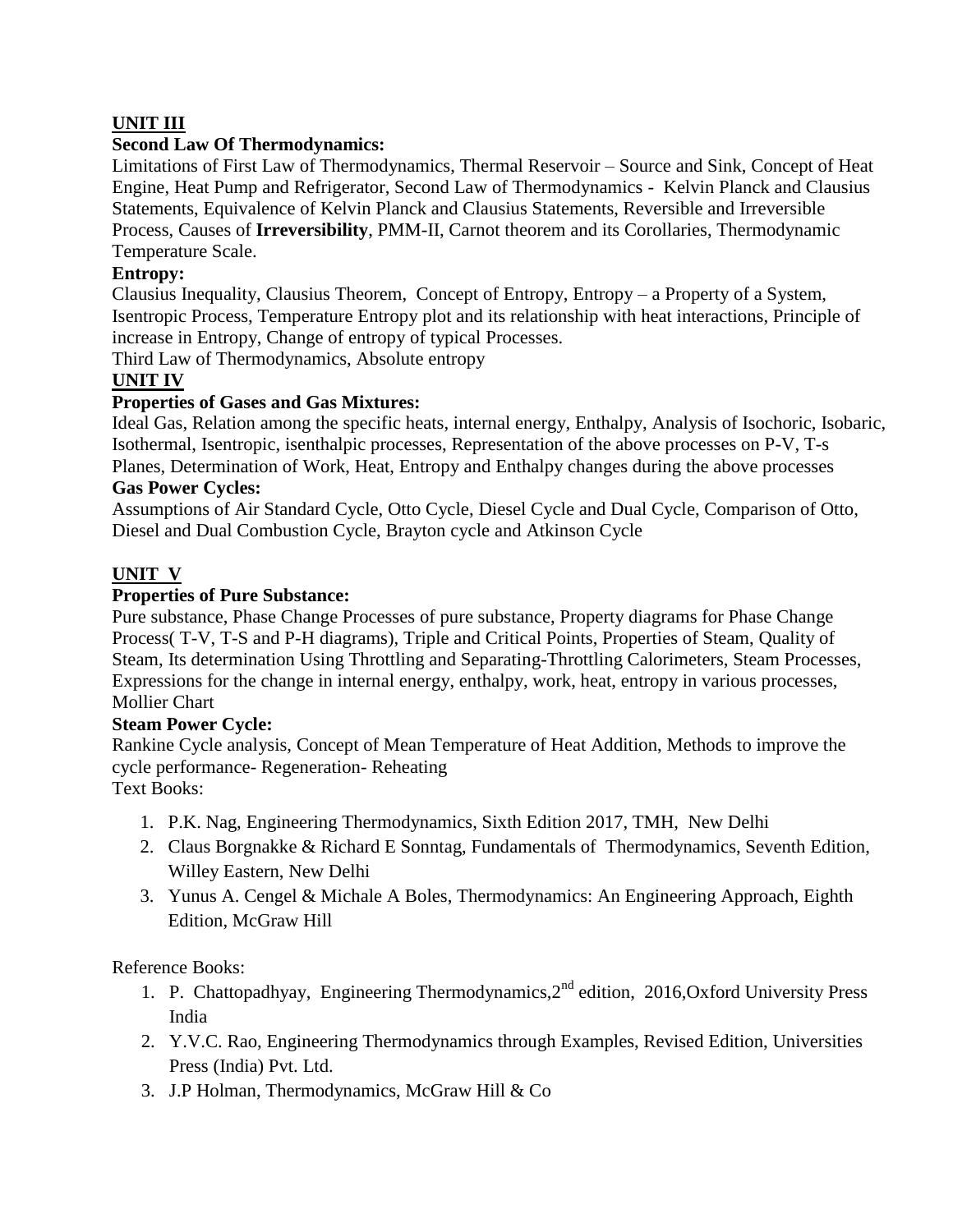## UNIT III

**Second Law Of Thermodynamics:**

Limitations of First Law of Thermodynamics, Thermal Reservoir – Source and Sink, Concept of Heat Engine, Heat Pump and Refrigerator, Second Law of Thermodynamics - Kelvin Planck and Clausius Statements, Equivalence of Kelvin Planck and Clausius Statements, Reversible and Irreversible Process, Causes of **Irreversibility**, PMM-II, Carnot theorem and its Corollaries, Thermodynamic Temperature Scale.

**Entropy:**

Clausius Inequality, Clausius Theorem, Concept of Entropy, Entropy – a Property of a System, Isentropic Process, Temperature Entropy plot and its relationship with heat interactions, Principle of increase in Entropy, Change of entropy of typical Processes.

Third Law of Thermodynamics, Absolute entropy

## UNIT IV

**Properties of Gases and Gas Mixtures:**

Ideal Gas, Relation among the specific heats, internal energy, Enthalpy, Analysis of Isochoric, Isobaric, Isothermal, Isentropic, isenthalpic processes, Representation of the above processes on P-V, T-s Planes, Determination of Work, Heat, Entropy and Enthalpy changes during the above processes

**Gas Power Cycles:**

Assumptions of Air Standard Cycle, Otto Cycle, Diesel Cycle and Dual Cycle, Comparison of Otto, Diesel and Dual Combustion Cycle, Brayton cycle and Atkinson Cycle

## UNIT V

**Properties of Pure Substance:**

Pure substance, Phase Change Processes of pure substance, Property diagrams for Phase Change Process( T-V, T-S and P-H diagrams), Triple and Critical Points, Properties of Steam, Quality of Steam, Its determination Using Throttling and Separating-Throttling Calorimeters, Steam Processes, Expressions for the change in internal energy, enthalpy, work, heat, entropy in various processes, Mollier Chart

**Steam Power Cycle:**

Rankine Cycle analysis, Concept of Mean Temperature of Heat Addition, Methods to improve the cycle performance- Regeneration- Reheating

Text Books:

1. P.K. Nag, Engineering Thermodynamics, Sixth Edition 2017, TMH, New Delhi
2. Claus Borgnakke & Richard E Sonntag, Fundamentals of Thermodynamics, Seventh Edition, Willey Eastern, New Delhi
3. Yunus A. Cengel & Michale A Boles, Thermodynamics: An Engineering Approach, Eighth Edition, McGraw Hill

Reference Books:

1. P. Chattopadhyay, Engineering Thermodynamics,2nd edition, 2016,Oxford University Press India
2. Y.V.C. Rao, Engineering Thermodynamics through Examples, Revised Edition, Universities Press (India) Pvt. Ltd.
3. J.P Holman, Thermodynamics, McGraw Hill & Co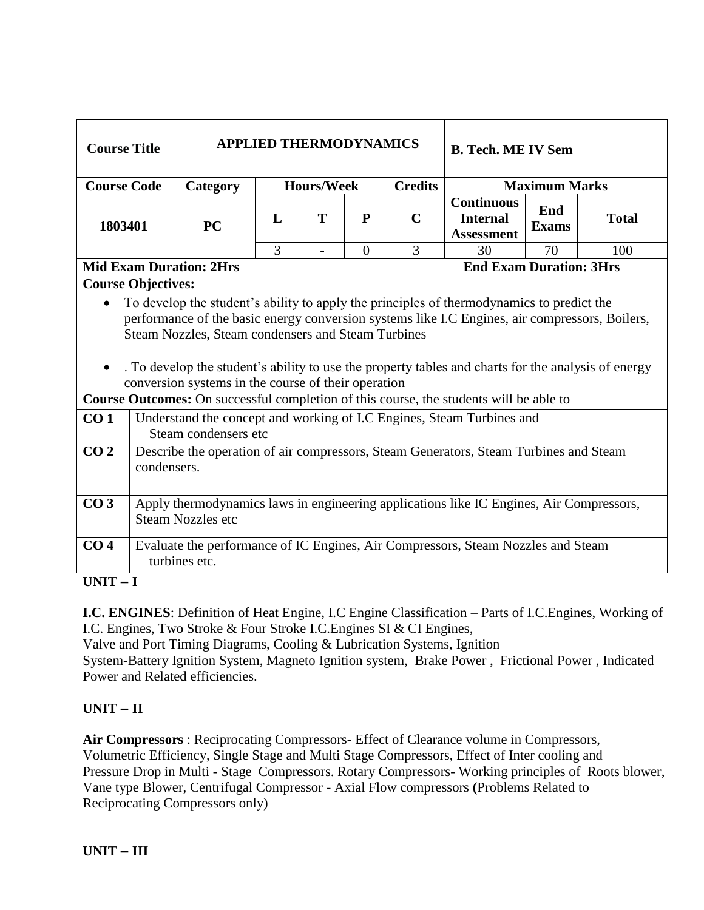| Course Title | APPLIED THERMODYNAMICS | | | | | B. Tech. ME IV Sem | | |
|---|---|---|---|---|---|---|---|---|
| **Course Code** | **Category** | **Hours/Week** | | | **Credits** | **Maximum Marks** | | |
| 1803401 | PC | **L** | **T** | **P** | **C** | **Continuous Internal Assessment** | **End Exams** | **Total** |
| | | 3 | - | 0 | 3 | 30 | 70 | 100 |
| **Mid Exam Duration: 2Hrs** | | | | | | **End Exam Duration: 3Hrs** | | |

**Course Objectives:**

- To develop the student's ability to apply the principles of thermodynamics to predict the performance of the basic energy conversion systems like I.C Engines, air compressors, Boilers, Steam Nozzles, Steam condensers and Steam Turbines
- . To develop the student's ability to use the property tables and charts for the analysis of energy conversion systems in the course of their operation

**Course Outcomes:** On successful completion of this course, the students will be able to

| | |
|---|---|
| **CO 1** | Understand the concept and working of I.C Engines, Steam Turbines and Steam condensers etc |
| **CO 2** | Describe the operation of air compressors, Steam Generators, Steam Turbines and Steam condensers. |
| **CO 3** | Apply thermodynamics laws in engineering applications like IC Engines, Air Compressors, Steam Nozzles etc |
| **CO 4** | Evaluate the performance of IC Engines, Air Compressors, Steam Nozzles and Steam turbines etc. |

## UNIT – I

**I.C. ENGINES**: Definition of Heat Engine, I.C Engine Classification – Parts of I.C.Engines, Working of I.C. Engines, Two Stroke & Four Stroke I.C.Engines SI & CI Engines, Valve and Port Timing Diagrams, Cooling & Lubrication Systems, Ignition System-Battery Ignition System, Magneto Ignition system, Brake Power , Frictional Power , Indicated Power and Related efficiencies.

## UNIT – II

**Air Compressors** : Reciprocating Compressors- Effect of Clearance volume in Compressors, Volumetric Efficiency, Single Stage and Multi Stage Compressors, Effect of Inter cooling and Pressure Drop in Multi - Stage Compressors. Rotary Compressors- Working principles of Roots blower, Vane type Blower, Centrifugal Compressor - Axial Flow compressors **(**Problems Related to Reciprocating Compressors only)

## UNIT – III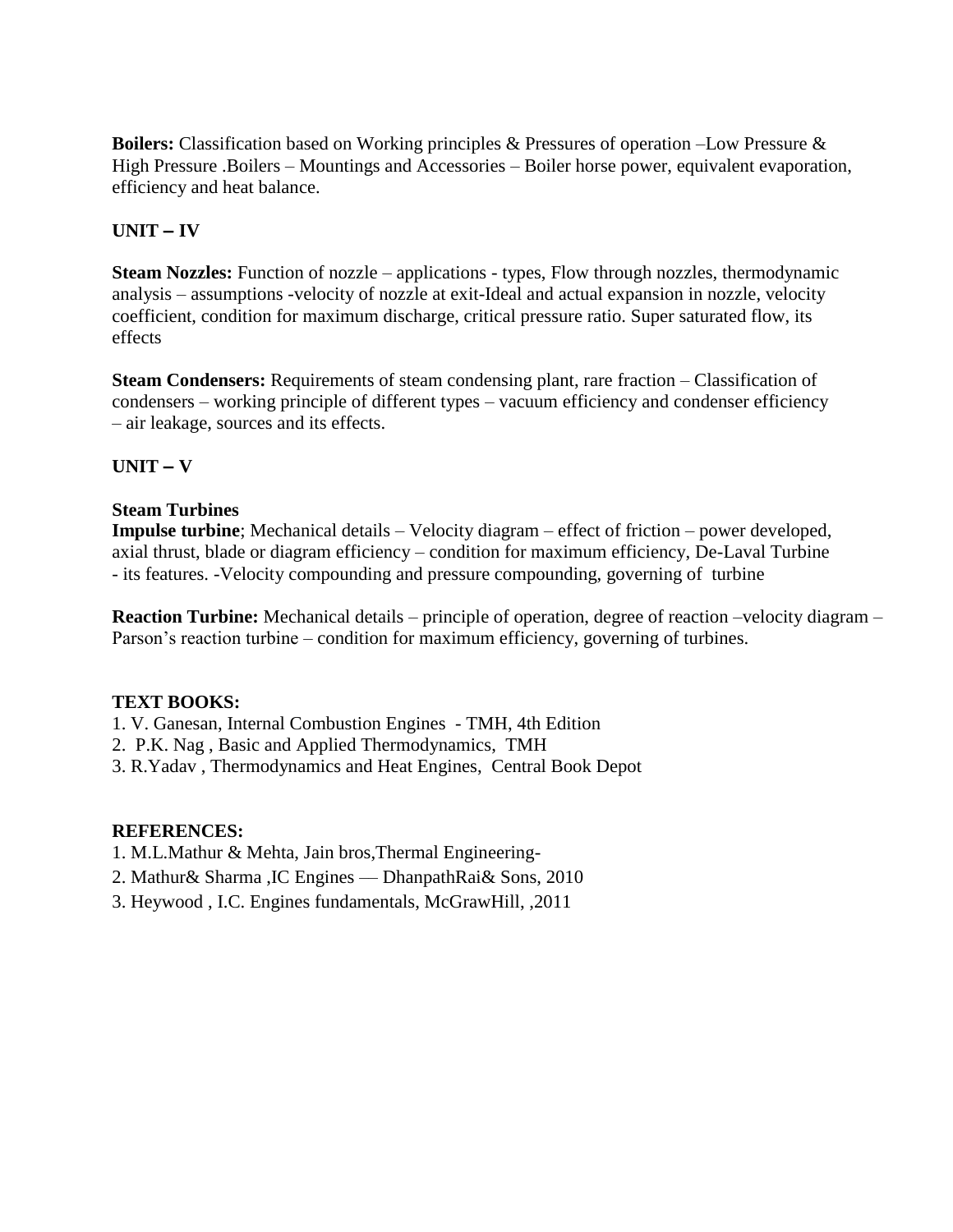**Boilers:** Classification based on Working principles & Pressures of operation –Low Pressure & High Pressure .Boilers – Mountings and Accessories – Boiler horse power, equivalent evaporation, efficiency and heat balance.

## UNIT – IV

**Steam Nozzles:** Function of nozzle – applications - types, Flow through nozzles, thermodynamic analysis – assumptions -velocity of nozzle at exit-Ideal and actual expansion in nozzle, velocity coefficient, condition for maximum discharge, critical pressure ratio. Super saturated flow, its effects

**Steam Condensers:** Requirements of steam condensing plant, rare fraction – Classification of condensers – working principle of different types – vacuum efficiency and condenser efficiency – air leakage, sources and its effects.

## UNIT – V

**Steam Turbines**

**Impulse turbine**; Mechanical details – Velocity diagram – effect of friction – power developed, axial thrust, blade or diagram efficiency – condition for maximum efficiency, De-Laval Turbine - its features. -Velocity compounding and pressure compounding, governing of turbine

**Reaction Turbine:** Mechanical details – principle of operation, degree of reaction –velocity diagram – Parson's reaction turbine – condition for maximum efficiency, governing of turbines.

**TEXT BOOKS:**

1. V. Ganesan, Internal Combustion Engines - TMH, 4th Edition
2. P.K. Nag , Basic and Applied Thermodynamics, TMH
3. R.Yadav , Thermodynamics and Heat Engines, Central Book Depot

**REFERENCES:**

1. M.L.Mathur & Mehta, Jain bros,Thermal Engineering-
2. Mathur& Sharma ,IC Engines — DhanpathRai& Sons, 2010
3. Heywood , I.C. Engines fundamentals, McGrawHill, ,2011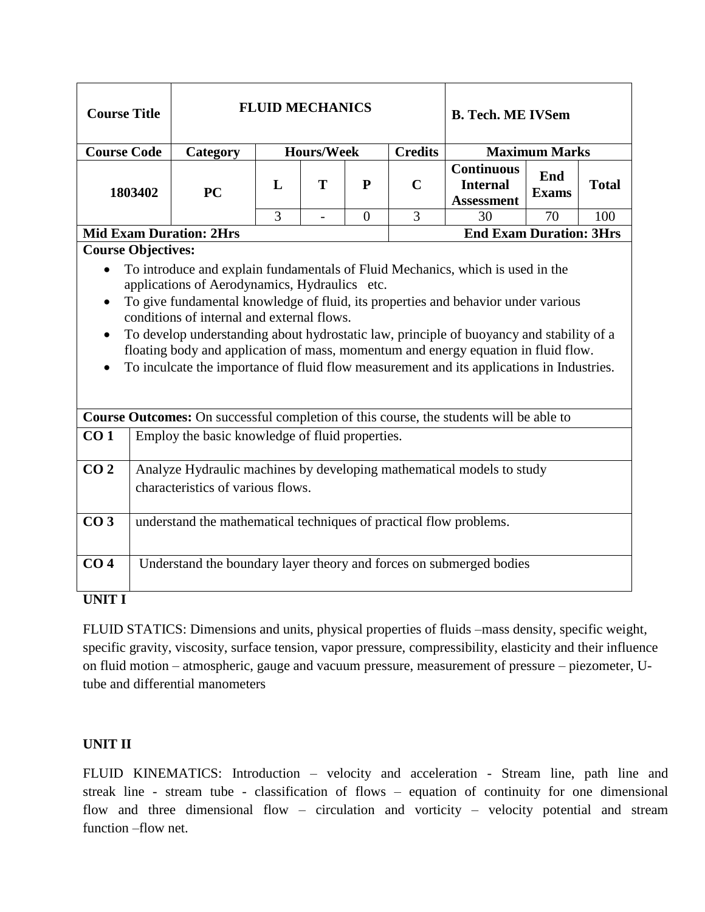| Course Title | FLUID MECHANICS | | | | | B. Tech. ME IVSem | | |
|---|---|---|---|---|---|---|---|---|
| Course Code | Category | Hours/Week | | | Credits | Maximum Marks | | |
| 1803402 | PC | L | T | P | C | Continuous Internal Assessment | End Exams | Total |
| | | 3 | - | 0 | 3 | 30 | 70 | 100 |
| Mid Exam Duration: 2Hrs | | | | | End Exam Duration: 3Hrs | | | |

**Course Objectives:**

- To introduce and explain fundamentals of Fluid Mechanics, which is used in the applications of Aerodynamics, Hydraulics etc.
- To give fundamental knowledge of fluid, its properties and behavior under various conditions of internal and external flows.
- To develop understanding about hydrostatic law, principle of buoyancy and stability of a floating body and application of mass, momentum and energy equation in fluid flow.
- To inculcate the importance of fluid flow measurement and its applications in Industries.

**Course Outcomes:** On successful completion of this course, the students will be able to

| | |
|---|---|
| **CO 1** | Employ the basic knowledge of fluid properties. |
| **CO 2** | Analyze Hydraulic machines by developing mathematical models to study characteristics of various flows. |
| **CO 3** | understand the mathematical techniques of practical flow problems. |
| **CO 4** | Understand the boundary layer theory and forces on submerged bodies |

**UNIT I**

FLUID STATICS: Dimensions and units, physical properties of fluids –mass density, specific weight, specific gravity, viscosity, surface tension, vapor pressure, compressibility, elasticity and their influence on fluid motion – atmospheric, gauge and vacuum pressure, measurement of pressure – piezometer, U-tube and differential manometers

**UNIT II**

FLUID KINEMATICS: Introduction – velocity and acceleration - Stream line, path line and streak line - stream tube - classification of flows – equation of continuity for one dimensional flow and three dimensional flow – circulation and vorticity – velocity potential and stream function –flow net.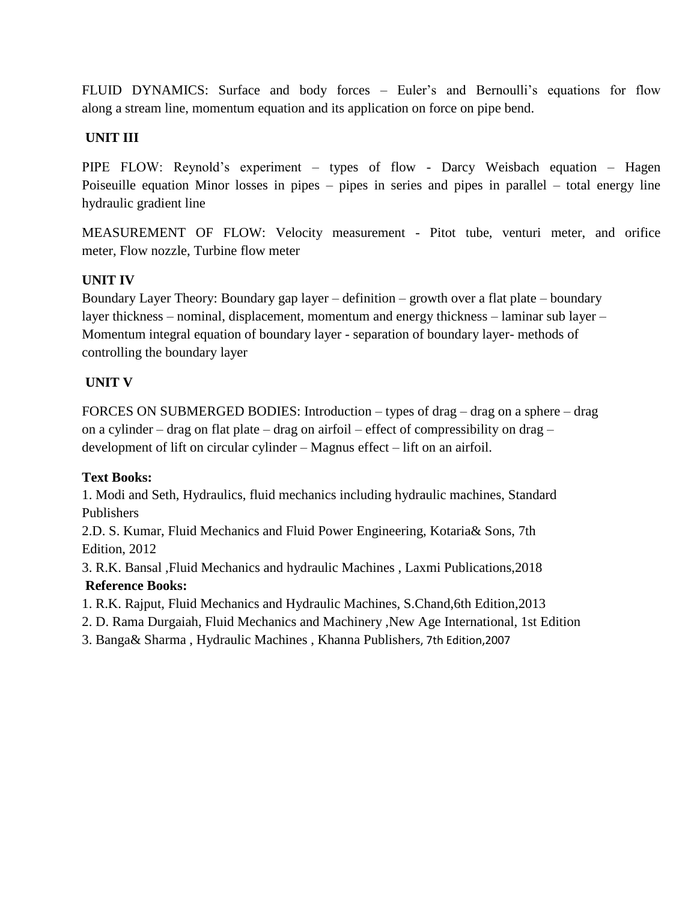FLUID DYNAMICS: Surface and body forces – Euler's and Bernoulli's equations for flow along a stream line, momentum equation and its application on force on pipe bend.

## UNIT III

PIPE FLOW: Reynold's experiment – types of flow - Darcy Weisbach equation – Hagen Poiseuille equation Minor losses in pipes – pipes in series and pipes in parallel – total energy line hydraulic gradient line

MEASUREMENT OF FLOW: Velocity measurement - Pitot tube, venturi meter, and orifice meter, Flow nozzle, Turbine flow meter

## UNIT IV

Boundary Layer Theory: Boundary gap layer – definition – growth over a flat plate – boundary layer thickness – nominal, displacement, momentum and energy thickness – laminar sub layer – Momentum integral equation of boundary layer - separation of boundary layer- methods of controlling the boundary layer

## UNIT V

FORCES ON SUBMERGED BODIES: Introduction – types of drag – drag on a sphere – drag on a cylinder – drag on flat plate – drag on airfoil – effect of compressibility on drag – development of lift on circular cylinder – Magnus effect – lift on an airfoil.

**Text Books:**

1. Modi and Seth, Hydraulics, fluid mechanics including hydraulic machines, Standard Publishers
2. D. S. Kumar, Fluid Mechanics and Fluid Power Engineering, Kotaria& Sons, 7th Edition, 2012
3. R.K. Bansal ,Fluid Mechanics and hydraulic Machines , Laxmi Publications,2018

**Reference Books:**

1. R.K. Rajput, Fluid Mechanics and Hydraulic Machines, S.Chand,6th Edition,2013
2. D. Rama Durgaiah, Fluid Mechanics and Machinery ,New Age International, 1st Edition
3. Banga& Sharma , Hydraulic Machines , Khanna Publishers, 7th Edition,2007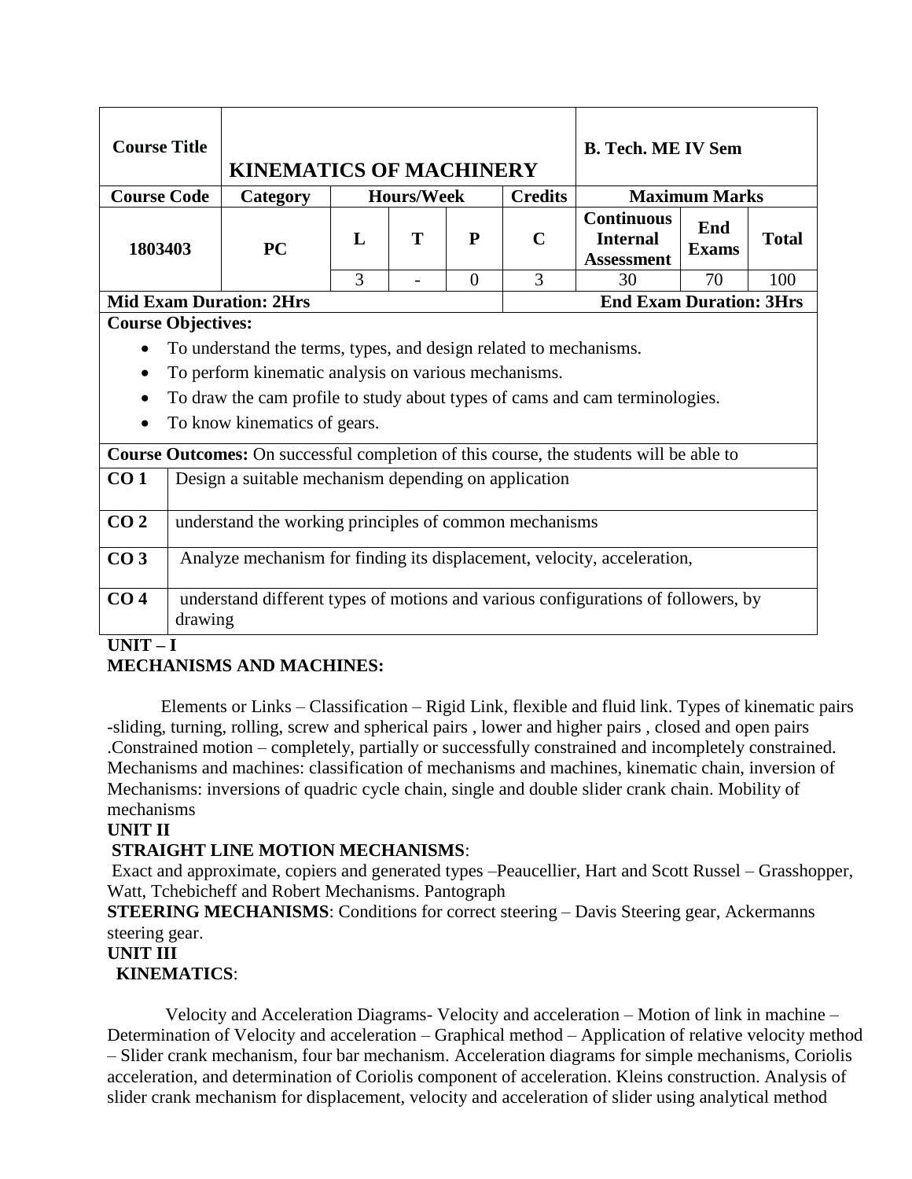| Course Title | KINEMATICS OF MACHINERY | | | | | B. Tech. ME IV Sem | | |
|---|---|---|---|---|---|---|---|---|
| **Course Code** | **Category** | **Hours/Week** | | | **Credits** | **Maximum Marks** | | |
| 1803403 | PC | L | T | P | C | Continuous Internal Assessment | End Exams | Total |
| | | 3 | - | 0 | 3 | 30 | 70 | 100 |
| **Mid Exam Duration: 2Hrs** | | | | | | **End Exam Duration: 3Hrs** | | |

**Course Objectives:**

- To understand the terms, types, and design related to mechanisms.
- To perform kinematic analysis on various mechanisms.
- To draw the cam profile to study about types of cams and cam terminologies.
- To know kinematics of gears.

**Course Outcomes:** On successful completion of this course, the students will be able to

| | |
|---|---|
| **CO 1** | Design a suitable mechanism depending on application |
| **CO 2** | understand the working principles of common mechanisms |
| **CO 3** | Analyze mechanism for finding its displacement, velocity, acceleration, |
| **CO 4** | understand different types of motions and various configurations of followers, by drawing |

**UNIT – I**

**MECHANISMS AND MACHINES:**

Elements or Links – Classification – Rigid Link, flexible and fluid link. Types of kinematic pairs -sliding, turning, rolling, screw and spherical pairs , lower and higher pairs , closed and open pairs .Constrained motion – completely, partially or successfully constrained and incompletely constrained. Mechanisms and machines: classification of mechanisms and machines, kinematic chain, inversion of Mechanisms: inversions of quadric cycle chain, single and double slider crank chain. Mobility of mechanisms

**UNIT II**

**STRAIGHT LINE MOTION MECHANISMS**:

Exact and approximate, copiers and generated types –Peaucellier, Hart and Scott Russel – Grasshopper, Watt, Tchebicheff and Robert Mechanisms. Pantograph

**STEERING MECHANISMS**: Conditions for correct steering – Davis Steering gear, Ackermanns steering gear.

**UNIT III**

**KINEMATICS**:

Velocity and Acceleration Diagrams- Velocity and acceleration – Motion of link in machine – Determination of Velocity and acceleration – Graphical method – Application of relative velocity method – Slider crank mechanism, four bar mechanism. Acceleration diagrams for simple mechanisms, Coriolis acceleration, and determination of Coriolis component of acceleration. Kleins construction. Analysis of slider crank mechanism for displacement, velocity and acceleration of slider using analytical method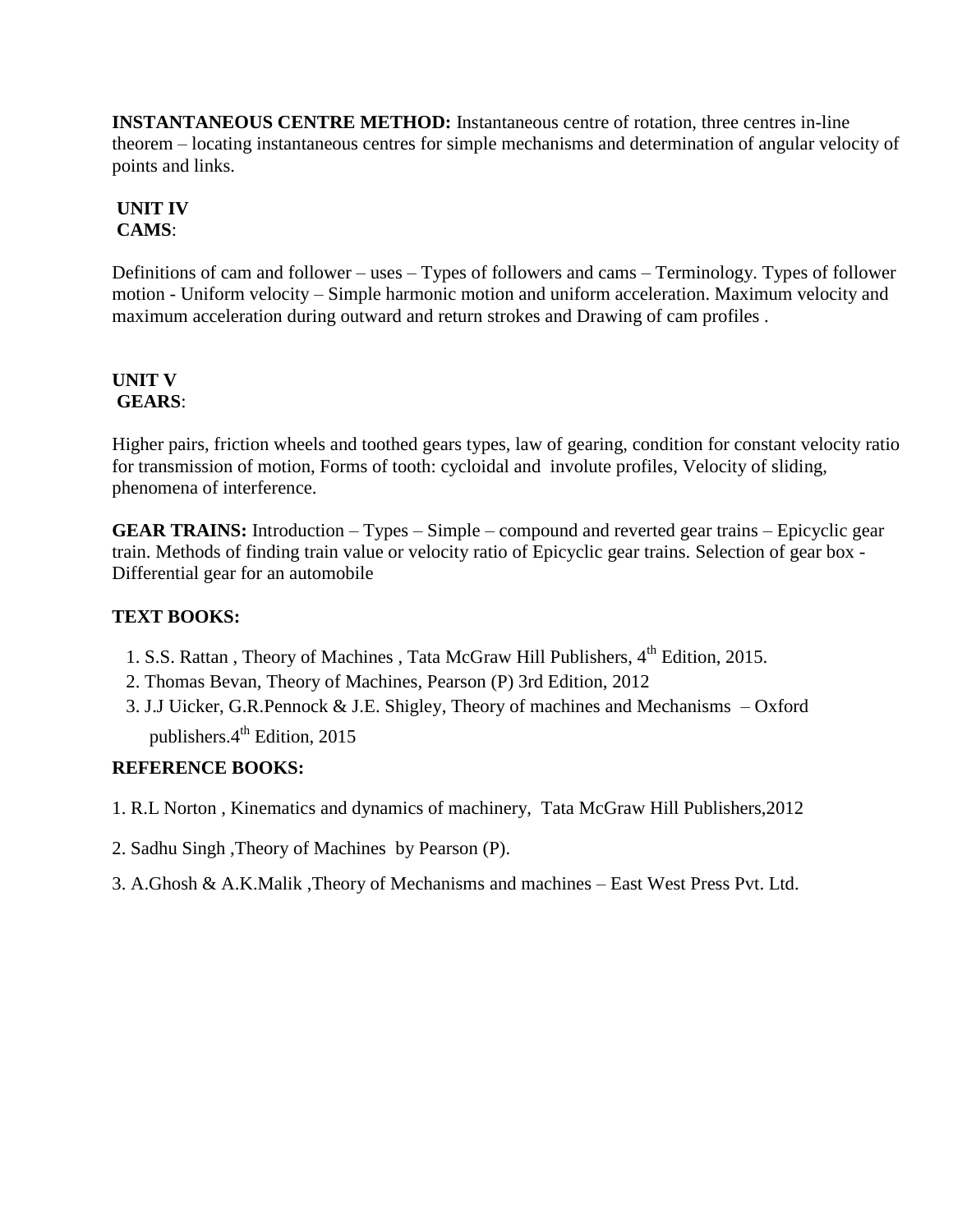**INSTANTANEOUS CENTRE METHOD:** Instantaneous centre of rotation, three centres in-line theorem – locating instantaneous centres for simple mechanisms and determination of angular velocity of points and links.

**UNIT IV**
**CAMS**:

Definitions of cam and follower – uses – Types of followers and cams – Terminology. Types of follower motion - Uniform velocity – Simple harmonic motion and uniform acceleration. Maximum velocity and maximum acceleration during outward and return strokes and Drawing of cam profiles .

**UNIT V**
**GEARS**:

Higher pairs, friction wheels and toothed gears types, law of gearing, condition for constant velocity ratio for transmission of motion, Forms of tooth: cycloidal and involute profiles, Velocity of sliding, phenomena of interference.

**GEAR TRAINS:** Introduction – Types – Simple – compound and reverted gear trains – Epicyclic gear train. Methods of finding train value or velocity ratio of Epicyclic gear trains. Selection of gear box - Differential gear for an automobile

**TEXT BOOKS:**

1. S.S. Rattan , Theory of Machines , Tata McGraw Hill Publishers, 4th Edition, 2015.
2. Thomas Bevan, Theory of Machines, Pearson (P) 3rd Edition, 2012
3. J.J Uicker, G.R.Pennock & J.E. Shigley, Theory of machines and Mechanisms – Oxford publishers.4th Edition, 2015

**REFERENCE BOOKS:**

1. R.L Norton , Kinematics and dynamics of machinery, Tata McGraw Hill Publishers,2012
2. Sadhu Singh ,Theory of Machines by Pearson (P).
3. A.Ghosh & A.K.Malik ,Theory of Mechanisms and machines – East West Press Pvt. Ltd.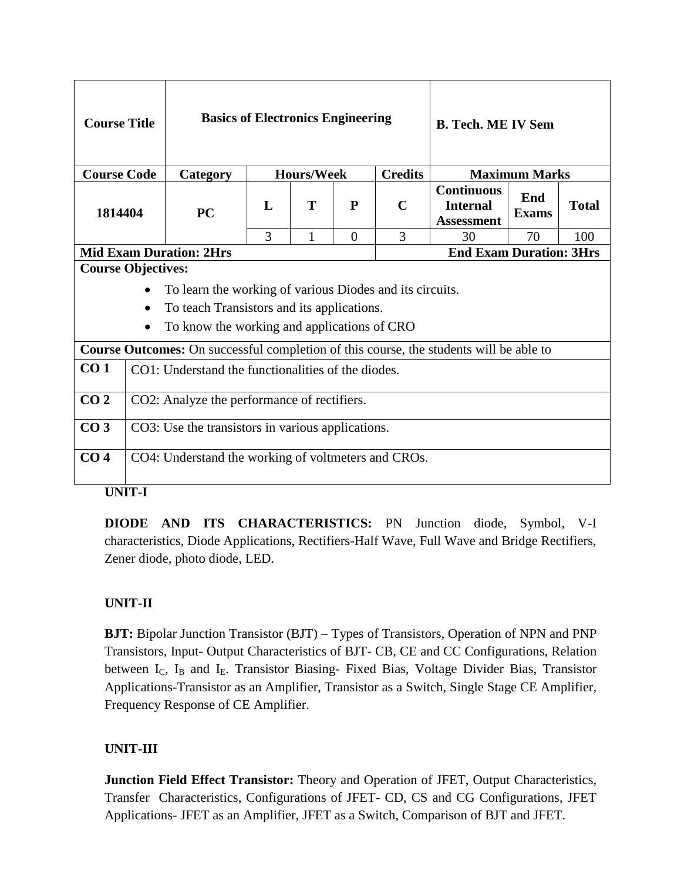| Course Title | Basics of Electronics Engineering | | | | | B. Tech. ME IV Sem | | |
|---|---|---|---|---|---|---|---|---|
| **Course Code** | **Category** | **Hours/Week** | | | **Credits** | **Maximum Marks** | | |
| 1814404 | PC | L | T | P | C | Continuous Internal Assessment | End Exams | Total |
| | | 3 | 1 | 0 | 3 | 30 | 70 | 100 |
| **Mid Exam Duration: 2Hrs** | | | | | | **End Exam Duration: 3Hrs** | | |

**Course Objectives:**

- To learn the working of various Diodes and its circuits.
- To teach Transistors and its applications.
- To know the working and applications of CRO

**Course Outcomes:** On successful completion of this course, the students will be able to

| | |
|---|---|
| **CO 1** | CO1: Understand the functionalities of the diodes. |
| **CO 2** | CO2: Analyze the performance of rectifiers. |
| **CO 3** | CO3: Use the transistors in various applications. |
| **CO 4** | CO4: Understand the working of voltmeters and CROs. |

**UNIT-I**

**DIODE AND ITS CHARACTERISTICS:** PN Junction diode, Symbol, V-I characteristics, Diode Applications, Rectifiers-Half Wave, Full Wave and Bridge Rectifiers, Zener diode, photo diode, LED.

**UNIT-II**

**BJT:** Bipolar Junction Transistor (BJT) – Types of Transistors, Operation of NPN and PNP Transistors, Input- Output Characteristics of BJT- CB, CE and CC Configurations, Relation between $I_C$, $I_B$ and $I_E$. Transistor Biasing- Fixed Bias, Voltage Divider Bias, Transistor Applications-Transistor as an Amplifier, Transistor as a Switch, Single Stage CE Amplifier, Frequency Response of CE Amplifier.

**UNIT-III**

**Junction Field Effect Transistor:** Theory and Operation of JFET, Output Characteristics, Transfer Characteristics, Configurations of JFET- CD, CS and CG Configurations, JFET Applications- JFET as an Amplifier, JFET as a Switch, Comparison of BJT and JFET.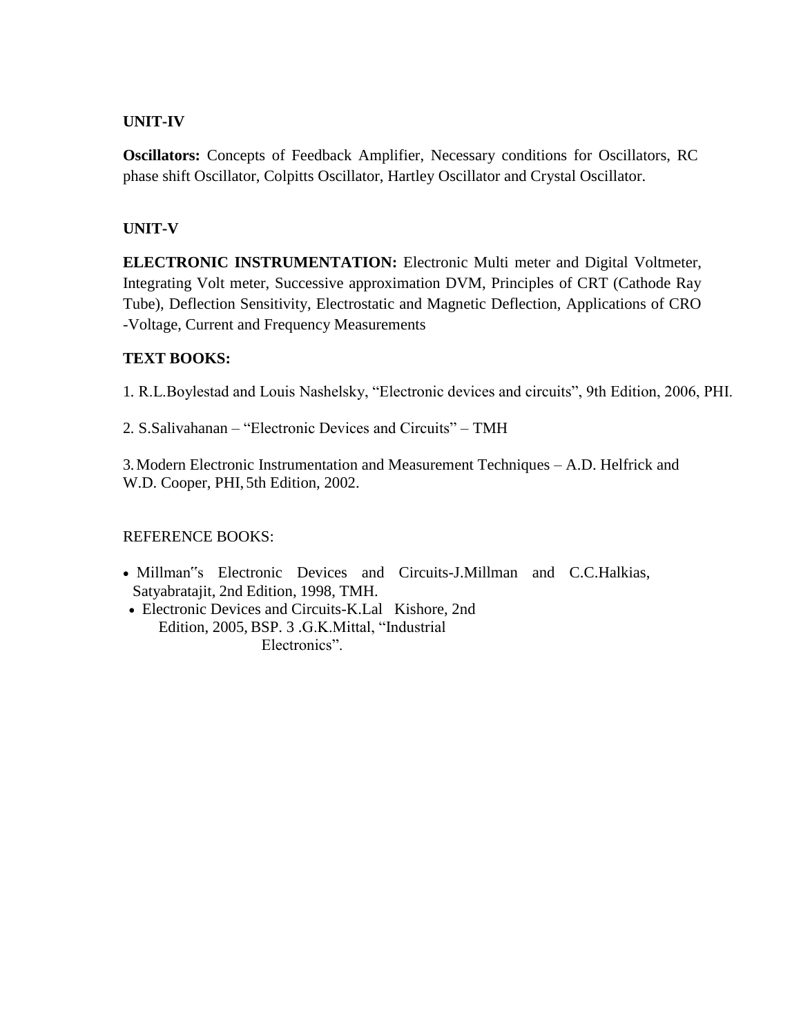**UNIT-IV**

**Oscillators:** Concepts of Feedback Amplifier, Necessary conditions for Oscillators, RC phase shift Oscillator, Colpitts Oscillator, Hartley Oscillator and Crystal Oscillator.

**UNIT-V**

**ELECTRONIC INSTRUMENTATION:** Electronic Multi meter and Digital Voltmeter, Integrating Volt meter, Successive approximation DVM, Principles of CRT (Cathode Ray Tube), Deflection Sensitivity, Electrostatic and Magnetic Deflection, Applications of CRO -Voltage, Current and Frequency Measurements

**TEXT BOOKS:**

1. R.L.Boylestad and Louis Nashelsky, "Electronic devices and circuits", 9th Edition, 2006, PHI.

2. S.Salivahanan – "Electronic Devices and Circuits" – TMH

3. Modern Electronic Instrumentation and Measurement Techniques – A.D. Helfrick and W.D. Cooper, PHI, 5th Edition, 2002.

REFERENCE BOOKS:

- Millman‟s Electronic Devices and Circuits-J.Millman and C.C.Halkias, Satyabratajit, 2nd Edition, 1998, TMH.
- Electronic Devices and Circuits-K.Lal Kishore, 2nd Edition, 2005, BSP. 3 .G.K.Mittal, "Industrial Electronics".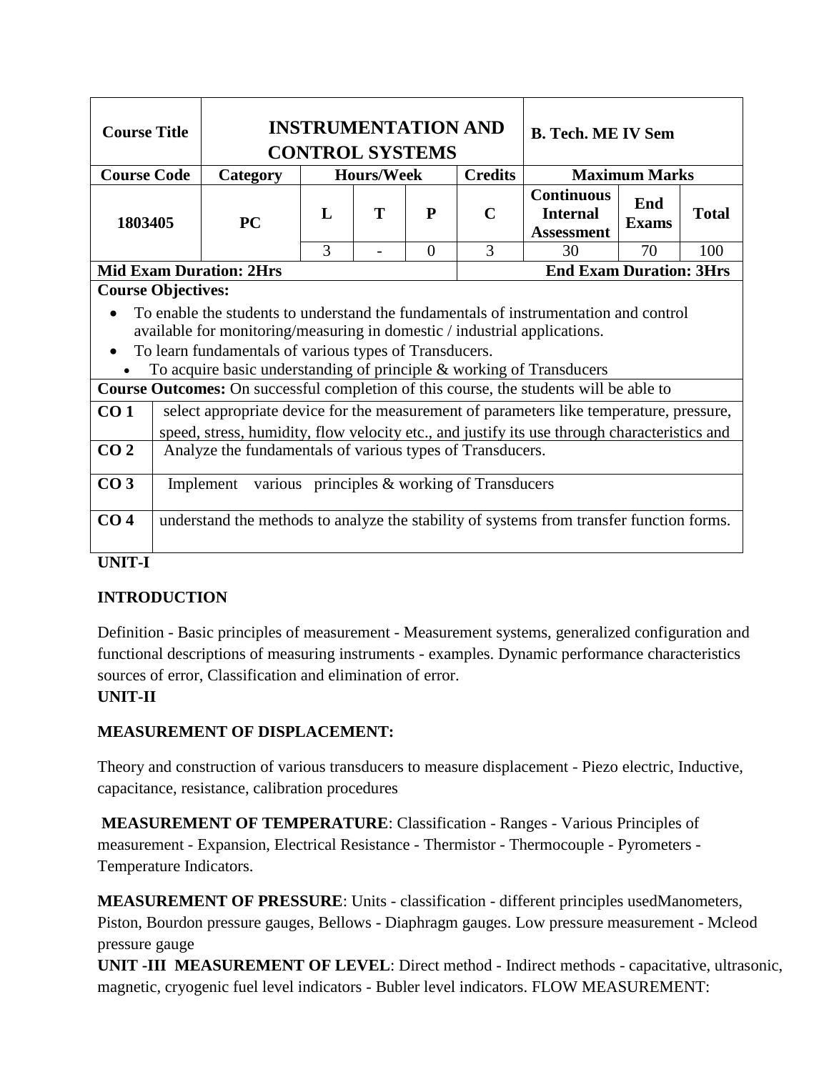| Course Title | INSTRUMENTATION AND CONTROL SYSTEMS | | | | | B. Tech. ME IV Sem | | |
|---|---|---|---|---|---|---|---|---|
| Course Code | Category | Hours/Week | | | Credits | Maximum Marks | | |
| 1803405 | PC | L | T | P | C | Continuous Internal Assessment | End Exams | Total |
| | | 3 | - | 0 | 3 | 30 | 70 | 100 |
| Mid Exam Duration: 2Hrs | | | | | End Exam Duration: 3Hrs | | | |

**Course Objectives:**

- To enable the students to understand the fundamentals of instrumentation and control available for monitoring/measuring in domestic / industrial applications.
- To learn fundamentals of various types of Transducers.
- To acquire basic understanding of principle & working of Transducers

**Course Outcomes:** On successful completion of this course, the students will be able to

| | |
|---|---|
| **CO 1** | select appropriate device for the measurement of parameters like temperature, pressure, speed, stress, humidity, flow velocity etc., and justify its use through characteristics and |
| **CO 2** | Analyze the fundamentals of various types of Transducers. |
| **CO 3** | Implement various principles & working of Transducers |
| **CO 4** | understand the methods to analyze the stability of systems from transfer function forms. |

**UNIT-I**

**INTRODUCTION**

Definition - Basic principles of measurement - Measurement systems, generalized configuration and functional descriptions of measuring instruments - examples. Dynamic performance characteristics sources of error, Classification and elimination of error.

**UNIT-II**

**MEASUREMENT OF DISPLACEMENT:**

Theory and construction of various transducers to measure displacement - Piezo electric, Inductive, capacitance, resistance, calibration procedures

**MEASUREMENT OF TEMPERATURE**: Classification - Ranges - Various Principles of measurement - Expansion, Electrical Resistance - Thermistor - Thermocouple - Pyrometers - Temperature Indicators.

**MEASUREMENT OF PRESSURE**: Units - classification - different principles usedManometers, Piston, Bourdon pressure gauges, Bellows - Diaphragm gauges. Low pressure measurement - Mcleod pressure gauge

**UNIT -III MEASUREMENT OF LEVEL**: Direct method - Indirect methods - capacitative, ultrasonic, magnetic, cryogenic fuel level indicators - Bubler level indicators. FLOW MEASUREMENT: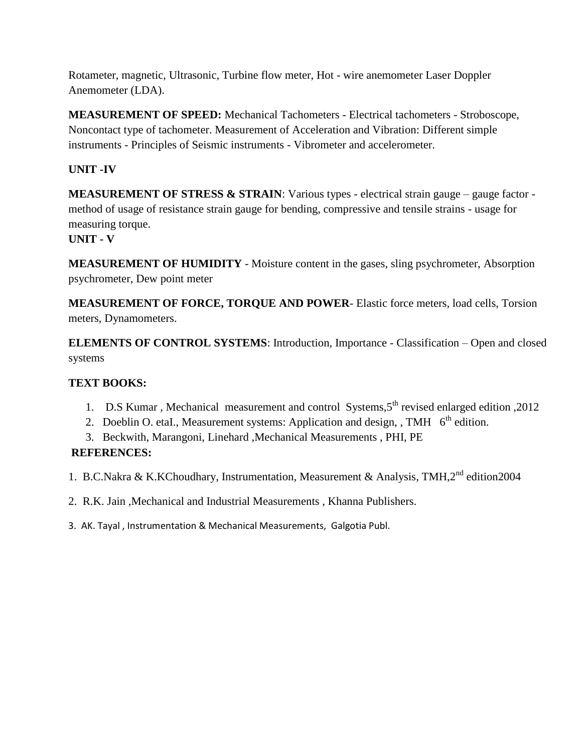Rotameter, magnetic, Ultrasonic, Turbine flow meter, Hot - wire anemometer Laser Doppler Anemometer (LDA).

**MEASUREMENT OF SPEED:** Mechanical Tachometers - Electrical tachometers - Stroboscope, Noncontact type of tachometer. Measurement of Acceleration and Vibration: Different simple instruments - Principles of Seismic instruments - Vibrometer and accelerometer.

**UNIT -IV**

**MEASUREMENT OF STRESS & STRAIN**: Various types - electrical strain gauge – gauge factor - method of usage of resistance strain gauge for bending, compressive and tensile strains - usage for measuring torque.

**UNIT - V**

**MEASUREMENT OF HUMIDITY** - Moisture content in the gases, sling psychrometer, Absorption psychrometer, Dew point meter

**MEASUREMENT OF FORCE, TORQUE AND POWER**- Elastic force meters, load cells, Torsion meters, Dynamometers.

**ELEMENTS OF CONTROL SYSTEMS**: Introduction, Importance - Classification – Open and closed systems

**TEXT BOOKS:**

1. D.S Kumar , Mechanical measurement and control Systems,5th revised enlarged edition ,2012
2. Doeblin O. etaI., Measurement systems: Application and design, , TMH 6th edition.
3. Beckwith, Marangoni, Linehard ,Mechanical Measurements , PHI, PE

**REFERENCES:**

1. B.C.Nakra & K.KChoudhary, Instrumentation, Measurement & Analysis, TMH,2nd edition2004
2. R.K. Jain ,Mechanical and Industrial Measurements , Khanna Publishers.
3. AK. Tayal , Instrumentation & Mechanical Measurements, Galgotia Publ.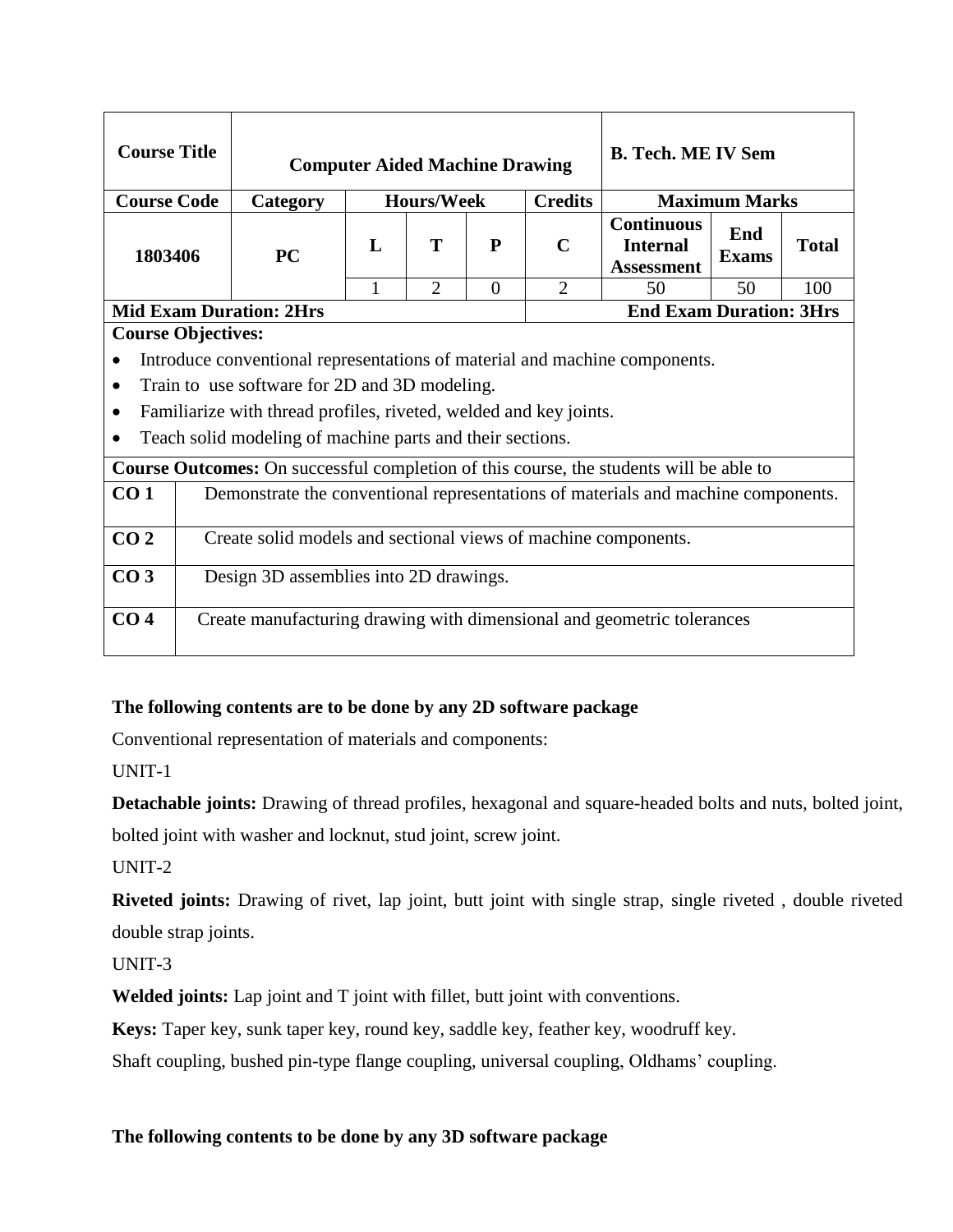| Course Title | Computer Aided Machine Drawing | | | | | B. Tech. ME IV Sem | | |
|---|---|---|---|---|---|---|---|---|
| Course Code | Category | Hours/Week | | | Credits | Maximum Marks | | |
| 1803406 | PC | L | T | P | C | Continuous Internal Assessment | End Exams | Total |
| | | 1 | 2 | 0 | 2 | 50 | 50 | 100 |
| Mid Exam Duration: 2Hrs | | | | | End Exam Duration: 3Hrs | | | |

**Course Objectives:**

- Introduce conventional representations of material and machine components.
- Train to use software for 2D and 3D modeling.
- Familiarize with thread profiles, riveted, welded and key joints.
- Teach solid modeling of machine parts and their sections.

**Course Outcomes:** On successful completion of this course, the students will be able to

| | |
|---|---|
| **CO 1** | Demonstrate the conventional representations of materials and machine components. |
| **CO 2** | Create solid models and sectional views of machine components. |
| **CO 3** | Design 3D assemblies into 2D drawings. |
| **CO 4** | Create manufacturing drawing with dimensional and geometric tolerances |

**The following contents are to be done by any 2D software package**

Conventional representation of materials and components:

UNIT-1

**Detachable joints:** Drawing of thread profiles, hexagonal and square-headed bolts and nuts, bolted joint, bolted joint with washer and locknut, stud joint, screw joint.

UNIT-2

**Riveted joints:** Drawing of rivet, lap joint, butt joint with single strap, single riveted , double riveted double strap joints.

UNIT-3

**Welded joints:** Lap joint and T joint with fillet, butt joint with conventions.

**Keys:** Taper key, sunk taper key, round key, saddle key, feather key, woodruff key.

Shaft coupling, bushed pin-type flange coupling, universal coupling, Oldhams' coupling.

**The following contents to be done by any 3D software package**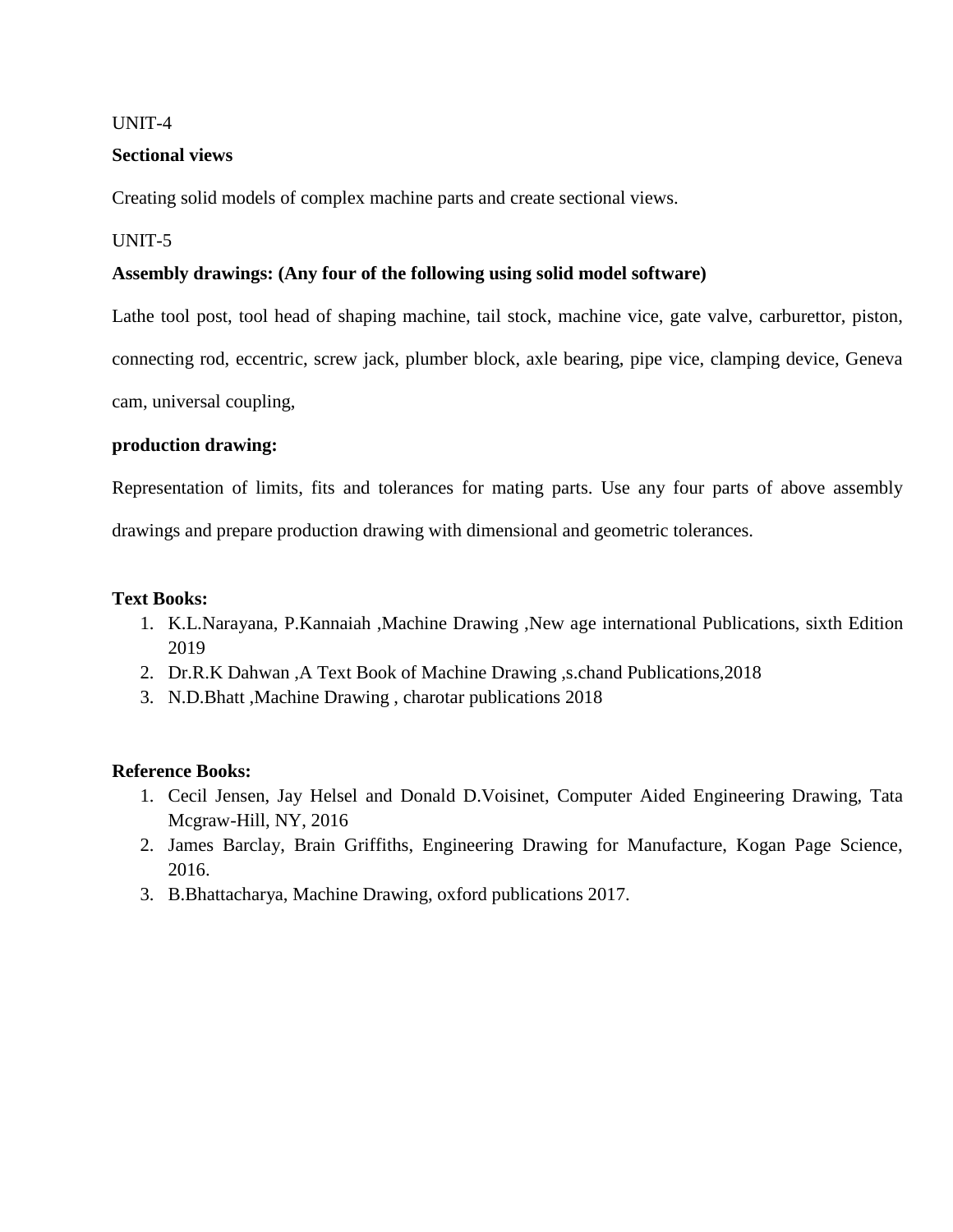UNIT-4

**Sectional views**

Creating solid models of complex machine parts and create sectional views.

UNIT-5

**Assembly drawings: (Any four of the following using solid model software)**

Lathe tool post, tool head of shaping machine, tail stock, machine vice, gate valve, carburettor, piston, connecting rod, eccentric, screw jack, plumber block, axle bearing, pipe vice, clamping device, Geneva cam, universal coupling,

**production drawing:**

Representation of limits, fits and tolerances for mating parts. Use any four parts of above assembly drawings and prepare production drawing with dimensional and geometric tolerances.

**Text Books:**

1. K.L.Narayana, P.Kannaiah ,Machine Drawing ,New age international Publications, sixth Edition 2019
2. Dr.R.K Dahwan ,A Text Book of Machine Drawing ,s.chand Publications,2018
3. N.D.Bhatt ,Machine Drawing , charotar publications 2018

**Reference Books:**

1. Cecil Jensen, Jay Helsel and Donald D.Voisinet, Computer Aided Engineering Drawing, Tata Mcgraw-Hill, NY, 2016
2. James Barclay, Brain Griffiths, Engineering Drawing for Manufacture, Kogan Page Science, 2016.
3. B.Bhattacharya, Machine Drawing, oxford publications 2017.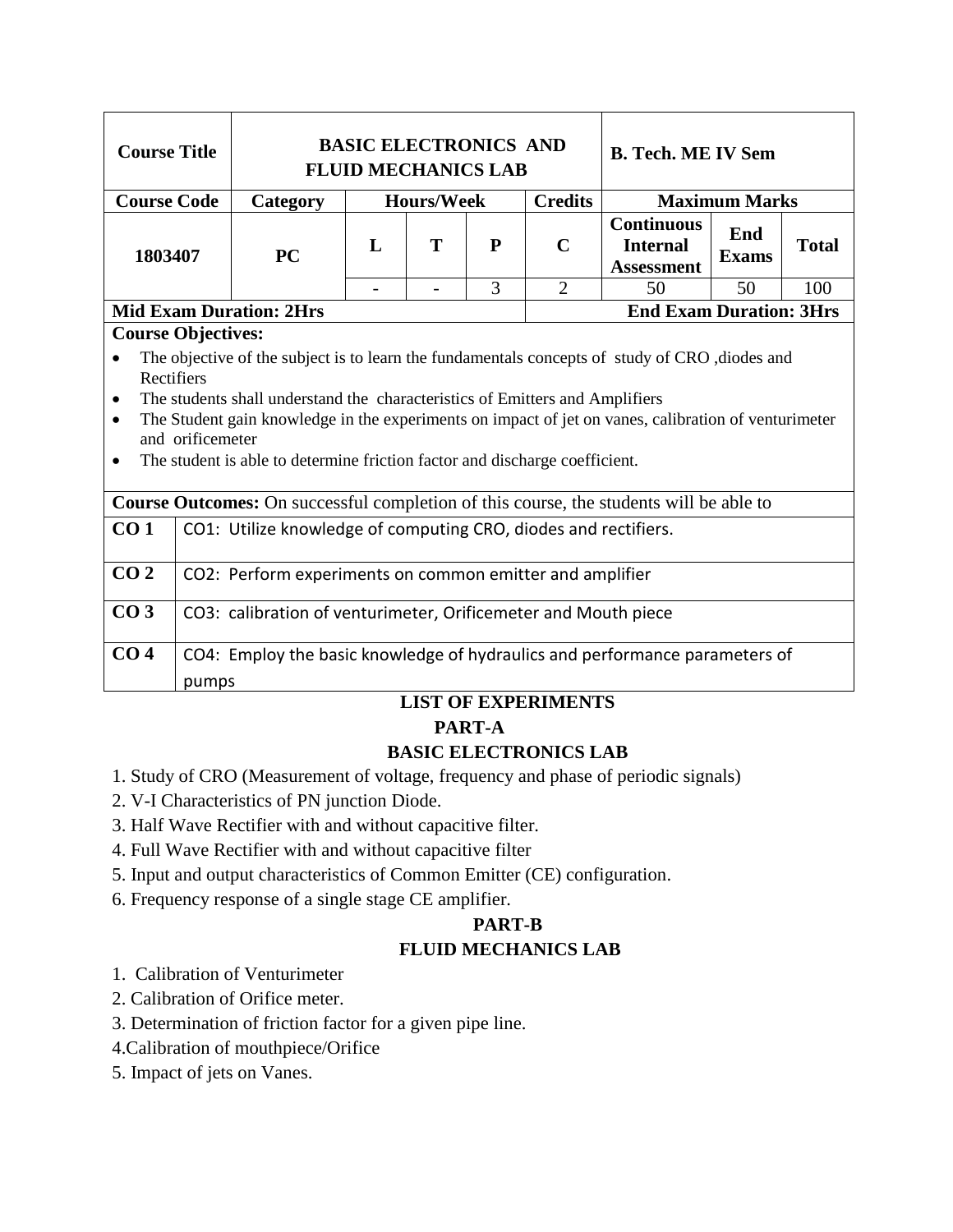| Course Title | BASIC ELECTRONICS AND FLUID MECHANICS LAB | | | | | B. Tech. ME IV Sem | | |
|---|---|---|---|---|---|---|---|---|
| Course Code | Category | Hours/Week | | | Credits | Maximum Marks | | |
| 1803407 | PC | L | T | P | C | Continuous Internal Assessment | End Exams | Total |
| | | - | - | 3 | 2 | 50 | 50 | 100 |
| Mid Exam Duration: 2Hrs | | | | | End Exam Duration: 3Hrs | | | |

**Course Objectives:**

- The objective of the subject is to learn the fundamentals concepts of study of CRO ,diodes and Rectifiers
- The students shall understand the characteristics of Emitters and Amplifiers
- The Student gain knowledge in the experiments on impact of jet on vanes, calibration of venturimeter and orificemeter
- The student is able to determine friction factor and discharge coefficient.

**Course Outcomes:** On successful completion of this course, the students will be able to

| | |
|---|---|
| **CO 1** | CO1: Utilize knowledge of computing CRO, diodes and rectifiers. |
| **CO 2** | CO2: Perform experiments on common emitter and amplifier |
| **CO 3** | CO3: calibration of venturimeter, Orificemeter and Mouth piece |
| **CO 4** | CO4: Employ the basic knowledge of hydraulics and performance parameters of pumps |

## LIST OF EXPERIMENTS

### PART-A

### BASIC ELECTRONICS LAB

1. Study of CRO (Measurement of voltage, frequency and phase of periodic signals)
2. V-I Characteristics of PN junction Diode.
3. Half Wave Rectifier with and without capacitive filter.
4. Full Wave Rectifier with and without capacitive filter
5. Input and output characteristics of Common Emitter (CE) configuration.
6. Frequency response of a single stage CE amplifier.

### PART-B

### FLUID MECHANICS LAB

1. Calibration of Venturimeter
2. Calibration of Orifice meter.
3. Determination of friction factor for a given pipe line.
4. Calibration of mouthpiece/Orifice
5. Impact of jets on Vanes.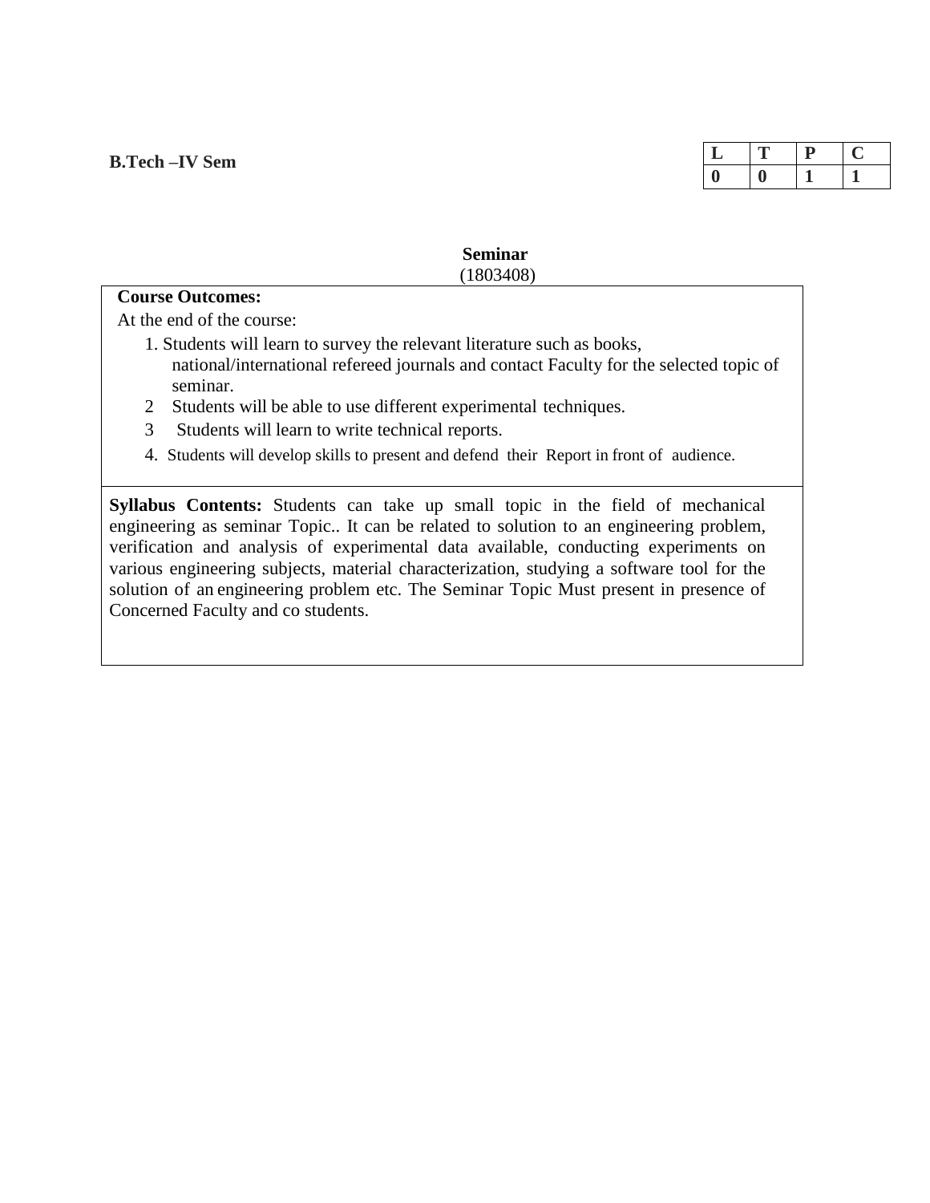**B.Tech –IV Sem**

| L | T | P | C |
|---|---|---|---|
| 0 | 0 | 1 | 1 |

**Seminar**

(1803408)

**Course Outcomes:**

At the end of the course:

1. Students will learn to survey the relevant literature such as books, national/international refereed journals and contact Faculty for the selected topic of seminar.
2. Students will be able to use different experimental techniques.
3. Students will learn to write technical reports.
4. Students will develop skills to present and defend their Report in front of audience.

**Syllabus Contents:** Students can take up small topic in the field of mechanical engineering as seminar Topic.. It can be related to solution to an engineering problem, verification and analysis of experimental data available, conducting experiments on various engineering subjects, material characterization, studying a software tool for the solution of an engineering problem etc. The Seminar Topic Must present in presence of Concerned Faculty and co students.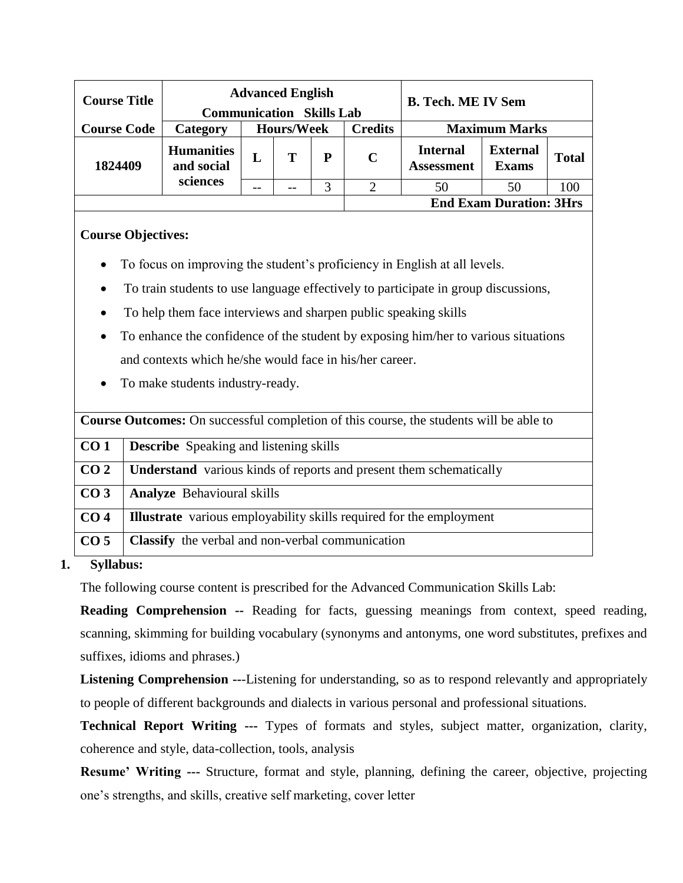| Course Title | Advanced English Communication Skills Lab | | | | | B. Tech. ME IV Sem | | |
|---|---|---|---|---|---|---|---|---|
| Course Code | Category | Hours/Week | | | Credits | Maximum Marks | | |
| 1824409 | Humanities and social sciences | L | T | P | C | Internal Assessment | External Exams | Total |
| | | -- | -- | 3 | 2 | 50 | 50 | 100 |
| | | | | | | End Exam Duration: 3Hrs | | |

**Course Objectives:**

- To focus on improving the student's proficiency in English at all levels.
- To train students to use language effectively to participate in group discussions,
- To help them face interviews and sharpen public speaking skills
- To enhance the confidence of the student by exposing him/her to various situations and contexts which he/she would face in his/her career.
- To make students industry-ready.

**Course Outcomes:** On successful completion of this course, the students will be able to

| | |
|---|---|
| CO 1 | **Describe** Speaking and listening skills |
| CO 2 | **Understand** various kinds of reports and present them schematically |
| CO 3 | **Analyze** Behavioural skills |
| CO 4 | **Illustrate** various employability skills required for the employment |
| CO 5 | **Classify** the verbal and non-verbal communication |

**1. Syllabus:**

The following course content is prescribed for the Advanced Communication Skills Lab:

**Reading Comprehension --** Reading for facts, guessing meanings from context, speed reading, scanning, skimming for building vocabulary (synonyms and antonyms, one word substitutes, prefixes and suffixes, idioms and phrases.)

**Listening Comprehension ---**Listening for understanding, so as to respond relevantly and appropriately to people of different backgrounds and dialects in various personal and professional situations.

**Technical Report Writing ---** Types of formats and styles, subject matter, organization, clarity, coherence and style, data-collection, tools, analysis

**Resume' Writing ---** Structure, format and style, planning, defining the career, objective, projecting one's strengths, and skills, creative self marketing, cover letter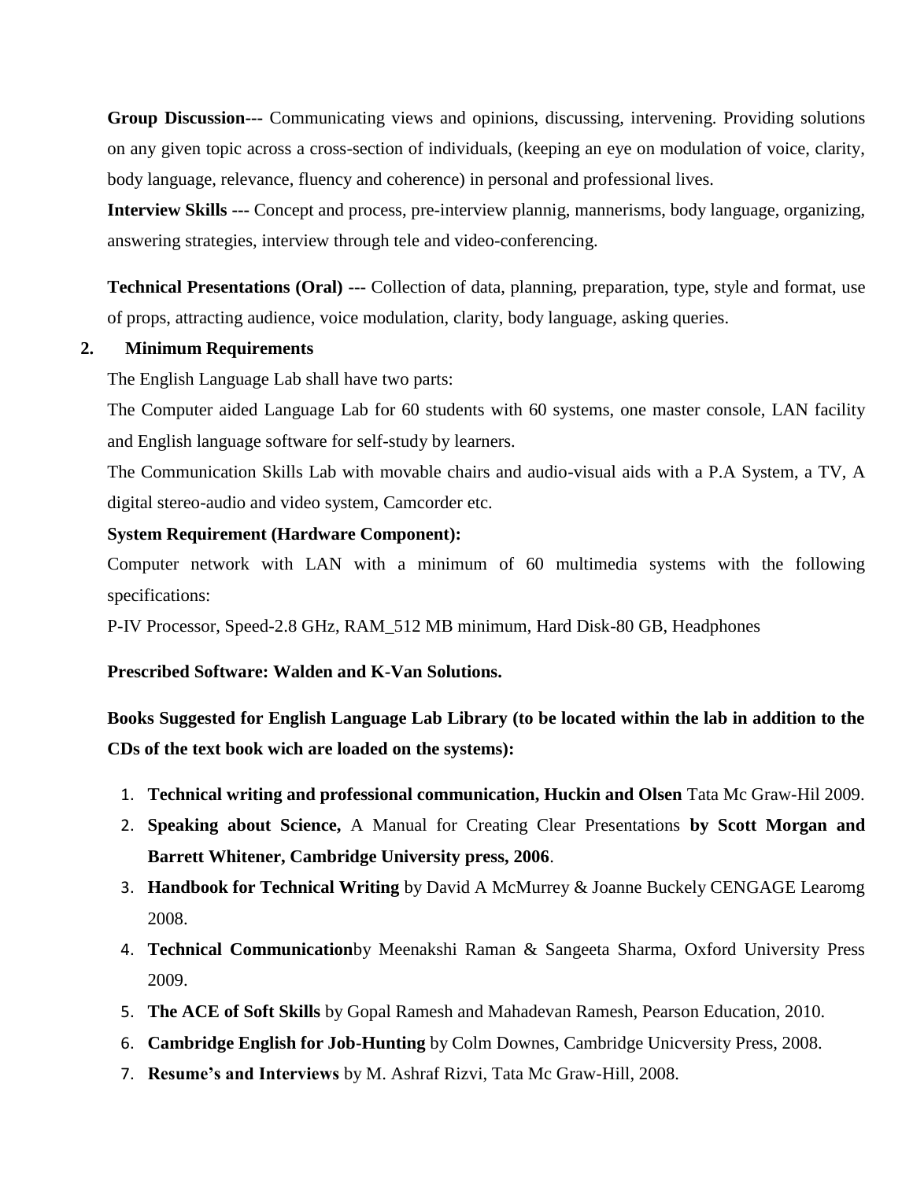**Group Discussion---** Communicating views and opinions, discussing, intervening. Providing solutions on any given topic across a cross-section of individuals, (keeping an eye on modulation of voice, clarity, body language, relevance, fluency and coherence) in personal and professional lives.

**Interview Skills ---** Concept and process, pre-interview plannig, mannerisms, body language, organizing, answering strategies, interview through tele and video-conferencing.

**Technical Presentations (Oral) ---** Collection of data, planning, preparation, type, style and format, use of props, attracting audience, voice modulation, clarity, body language, asking queries.

**2. Minimum Requirements**

The English Language Lab shall have two parts:

The Computer aided Language Lab for 60 students with 60 systems, one master console, LAN facility and English language software for self-study by learners.

The Communication Skills Lab with movable chairs and audio-visual aids with a P.A System, a TV, A digital stereo-audio and video system, Camcorder etc.

**System Requirement (Hardware Component):**

Computer network with LAN with a minimum of 60 multimedia systems with the following specifications:

P-IV Processor, Speed-2.8 GHz, RAM_512 MB minimum, Hard Disk-80 GB, Headphones

**Prescribed Software: Walden and K-Van Solutions.**

**Books Suggested for English Language Lab Library (to be located within the lab in addition to the CDs of the text book wich are loaded on the systems):**

1. **Technical writing and professional communication, Huckin and Olsen** Tata Mc Graw-Hil 2009.
2. **Speaking about Science,** A Manual for Creating Clear Presentations **by Scott Morgan and Barrett Whitener, Cambridge University press, 2006**.
3. **Handbook for Technical Writing** by David A McMurrey & Joanne Buckely CENGAGE Learomg 2008.
4. **Technical Communication**by Meenakshi Raman & Sangeeta Sharma, Oxford University Press 2009.
5. **The ACE of Soft Skills** by Gopal Ramesh and Mahadevan Ramesh, Pearson Education, 2010.
6. **Cambridge English for Job-Hunting** by Colm Downes, Cambridge Unicversity Press, 2008.
7. **Resume's and Interviews** by M. Ashraf Rizvi, Tata Mc Graw-Hill, 2008.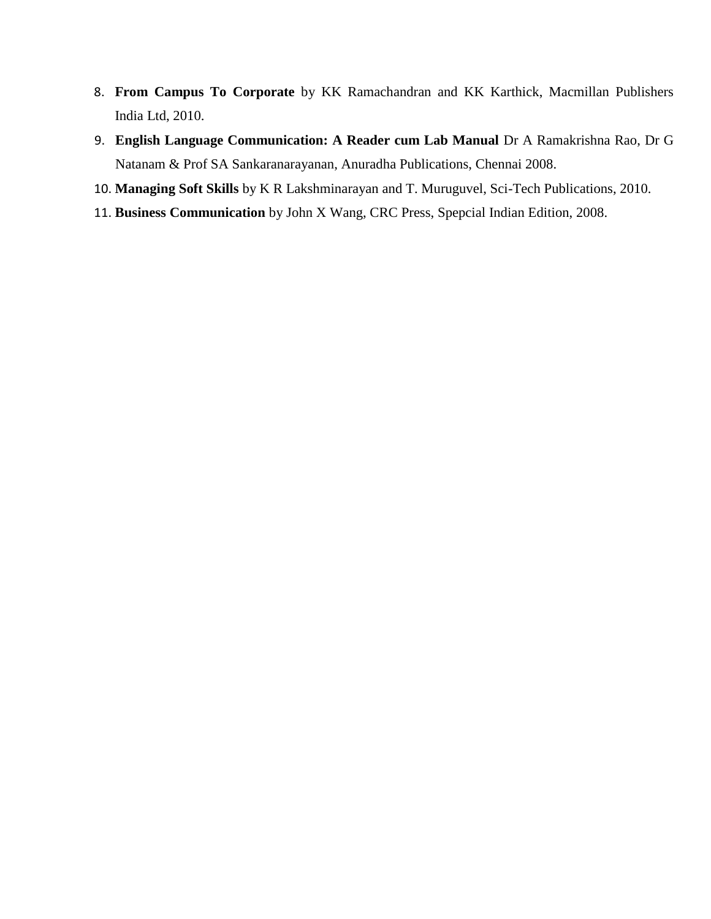8. **From Campus To Corporate** by KK Ramachandran and KK Karthick, Macmillan Publishers India Ltd, 2010.
9. **English Language Communication: A Reader cum Lab Manual** Dr A Ramakrishna Rao, Dr G Natanam & Prof SA Sankaranarayanan, Anuradha Publications, Chennai 2008.
10. **Managing Soft Skills** by K R Lakshminarayan and T. Muruguvel, Sci-Tech Publications, 2010.
11. **Business Communication** by John X Wang, CRC Press, Spepcial Indian Edition, 2008.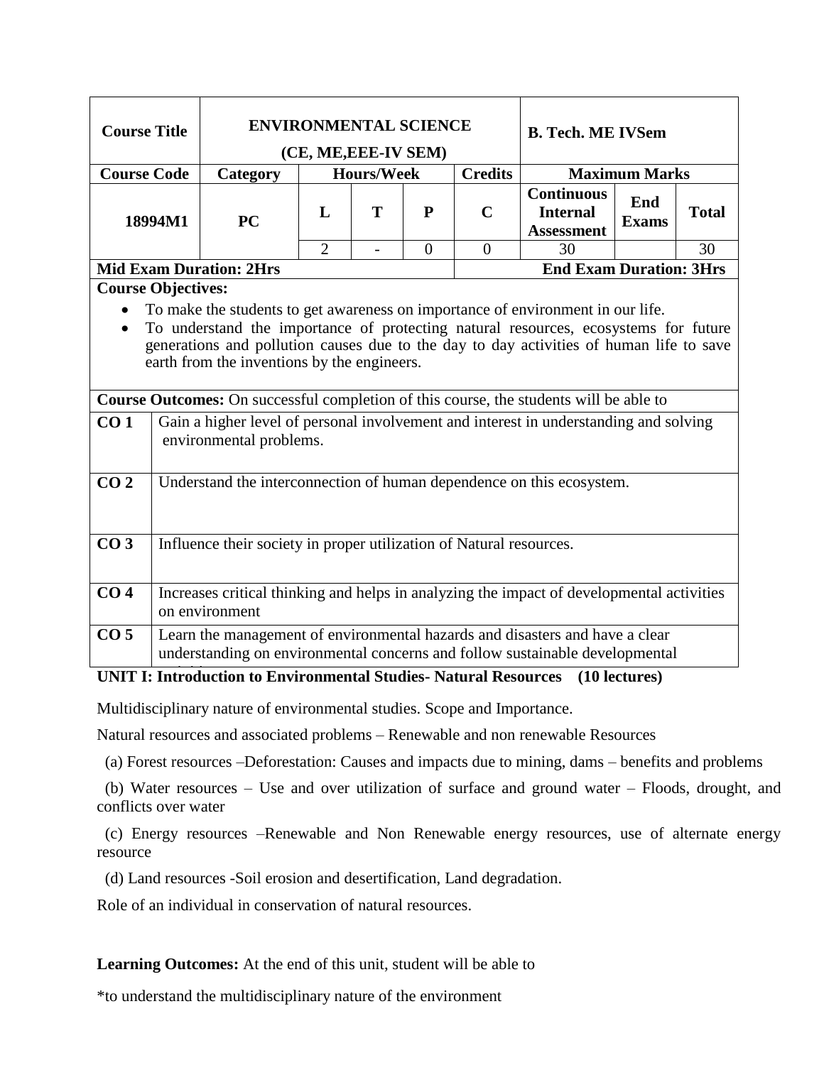| Course Title | ENVIRONMENTAL SCIENCE (CE, ME,EEE-IV SEM) | | | | | B. Tech. ME IVSem | | |
|---|---|---|---|---|---|---|---|---|
| Course Code | Category | Hours/Week | | | Credits | Maximum Marks | | |
| 18994M1 | PC | L | T | P | C | Continuous Internal Assessment | End Exams | Total |
| | | 2 | - | 0 | 0 | 30 | | 30 |
| Mid Exam Duration: 2Hrs | | | | | | End Exam Duration: 3Hrs | | |

**Course Objectives:**

- To make the students to get awareness on importance of environment in our life.
- To understand the importance of protecting natural resources, ecosystems for future generations and pollution causes due to the day to day activities of human life to save earth from the inventions by the engineers.

**Course Outcomes:** On successful completion of this course, the students will be able to

| | |
|---|---|
| **CO 1** | Gain a higher level of personal involvement and interest in understanding and solving environmental problems. |
| **CO 2** | Understand the interconnection of human dependence on this ecosystem. |
| **CO 3** | Influence their society in proper utilization of Natural resources. |
| **CO 4** | Increases critical thinking and helps in analyzing the impact of developmental activities on environment |
| **CO 5** | Learn the management of environmental hazards and disasters and have a clear understanding on environmental concerns and follow sustainable developmental |

**UNIT I: Introduction to Environmental Studies- Natural Resources (10 lectures)**

Multidisciplinary nature of environmental studies. Scope and Importance.

Natural resources and associated problems – Renewable and non renewable Resources

(a) Forest resources –Deforestation: Causes and impacts due to mining, dams – benefits and problems

(b) Water resources – Use and over utilization of surface and ground water – Floods, drought, and conflicts over water

(c) Energy resources –Renewable and Non Renewable energy resources, use of alternate energy resource

(d) Land resources -Soil erosion and desertification, Land degradation.

Role of an individual in conservation of natural resources.

**Learning Outcomes:** At the end of this unit, student will be able to

*to understand the multidisciplinary nature of the environment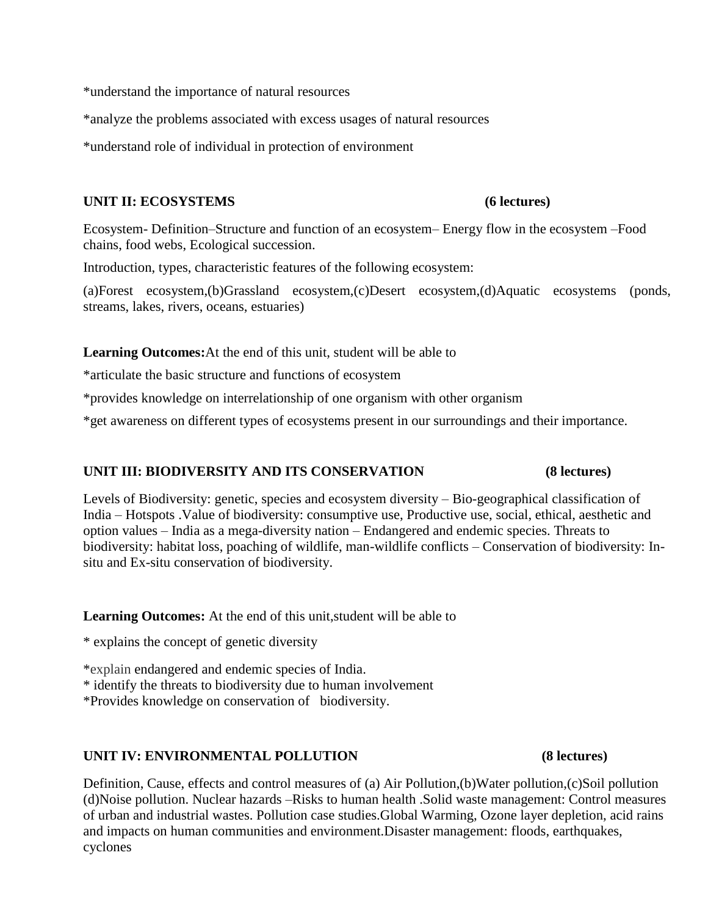*understand the importance of natural resources

*analyze the problems associated with excess usages of natural resources

*understand role of individual in protection of environment

**UNIT II: ECOSYSTEMS (6 lectures)**

Ecosystem- Definition–Structure and function of an ecosystem– Energy flow in the ecosystem –Food chains, food webs, Ecological succession.

Introduction, types, characteristic features of the following ecosystem:

(a)Forest ecosystem,(b)Grassland ecosystem,(c)Desert ecosystem,(d)Aquatic ecosystems (ponds, streams, lakes, rivers, oceans, estuaries)

**Learning Outcomes:**At the end of this unit, student will be able to

*articulate the basic structure and functions of ecosystem

*provides knowledge on interrelationship of one organism with other organism

*get awareness on different types of ecosystems present in our surroundings and their importance.

**UNIT III: BIODIVERSITY AND ITS CONSERVATION (8 lectures)**

Levels of Biodiversity: genetic, species and ecosystem diversity – Bio-geographical classification of India – Hotspots .Value of biodiversity: consumptive use, Productive use, social, ethical, aesthetic and option values – India as a mega-diversity nation – Endangered and endemic species. Threats to biodiversity: habitat loss, poaching of wildlife, man-wildlife conflicts – Conservation of biodiversity: In-situ and Ex-situ conservation of biodiversity.

**Learning Outcomes:** At the end of this unit,student will be able to

* explains the concept of genetic diversity

*explain endangered and endemic species of India.

* identify the threats to biodiversity due to human involvement

*Provides knowledge on conservation of biodiversity.

**UNIT IV: ENVIRONMENTAL POLLUTION (8 lectures)**

Definition, Cause, effects and control measures of (a) Air Pollution,(b)Water pollution,(c)Soil pollution (d)Noise pollution. Nuclear hazards –Risks to human health .Solid waste management: Control measures of urban and industrial wastes. Pollution case studies.Global Warming, Ozone layer depletion, acid rains and impacts on human communities and environment.Disaster management: floods, earthquakes, cyclones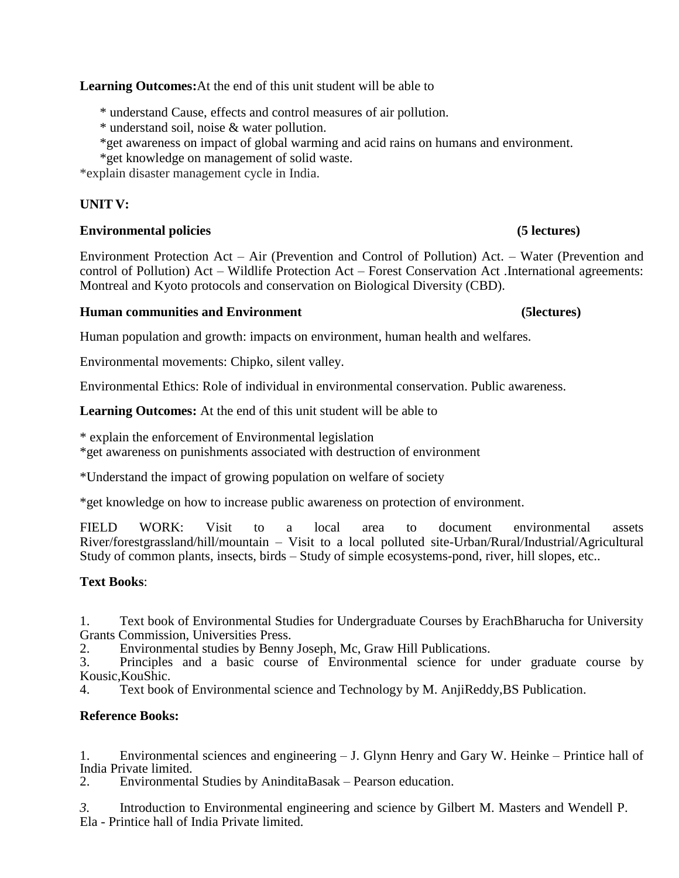**Learning Outcomes:**At the end of this unit student will be able to

* understand Cause, effects and control measures of air pollution.
* understand soil, noise & water pollution.
*get awareness on impact of global warming and acid rains on humans and environment.
*get knowledge on management of solid waste.
*explain disaster management cycle in India.

**UNIT V:**

**Environmental policies (5 lectures)**

Environment Protection Act – Air (Prevention and Control of Pollution) Act. – Water (Prevention and control of Pollution) Act – Wildlife Protection Act – Forest Conservation Act .International agreements: Montreal and Kyoto protocols and conservation on Biological Diversity (CBD).

**Human communities and Environment (5lectures)**

Human population and growth: impacts on environment, human health and welfares.

Environmental movements: Chipko, silent valley.

Environmental Ethics: Role of individual in environmental conservation. Public awareness.

**Learning Outcomes:** At the end of this unit student will be able to

* explain the enforcement of Environmental legislation
*get awareness on punishments associated with destruction of environment

*Understand the impact of growing population on welfare of society

*get knowledge on how to increase public awareness on protection of environment.

FIELD WORK: Visit to a local area to document environmental assets River/forestgrassland/hill/mountain – Visit to a local polluted site-Urban/Rural/Industrial/Agricultural Study of common plants, insects, birds – Study of simple ecosystems-pond, river, hill slopes, etc..

**Text Books**:

1. Text book of Environmental Studies for Undergraduate Courses by ErachBharucha for University Grants Commission, Universities Press.
2. Environmental studies by Benny Joseph, Mc, Graw Hill Publications.
3. Principles and a basic course of Environmental science for under graduate course by Kousic,KouShic.
4. Text book of Environmental science and Technology by M. AnjiReddy,BS Publication.

**Reference Books:**

1. Environmental sciences and engineering – J. Glynn Henry and Gary W. Heinke – Printice hall of India Private limited.
2. Environmental Studies by AninditaBasak – Pearson education.
3. Introduction to Environmental engineering and science by Gilbert M. Masters and Wendell P. Ela - Printice hall of India Private limited.